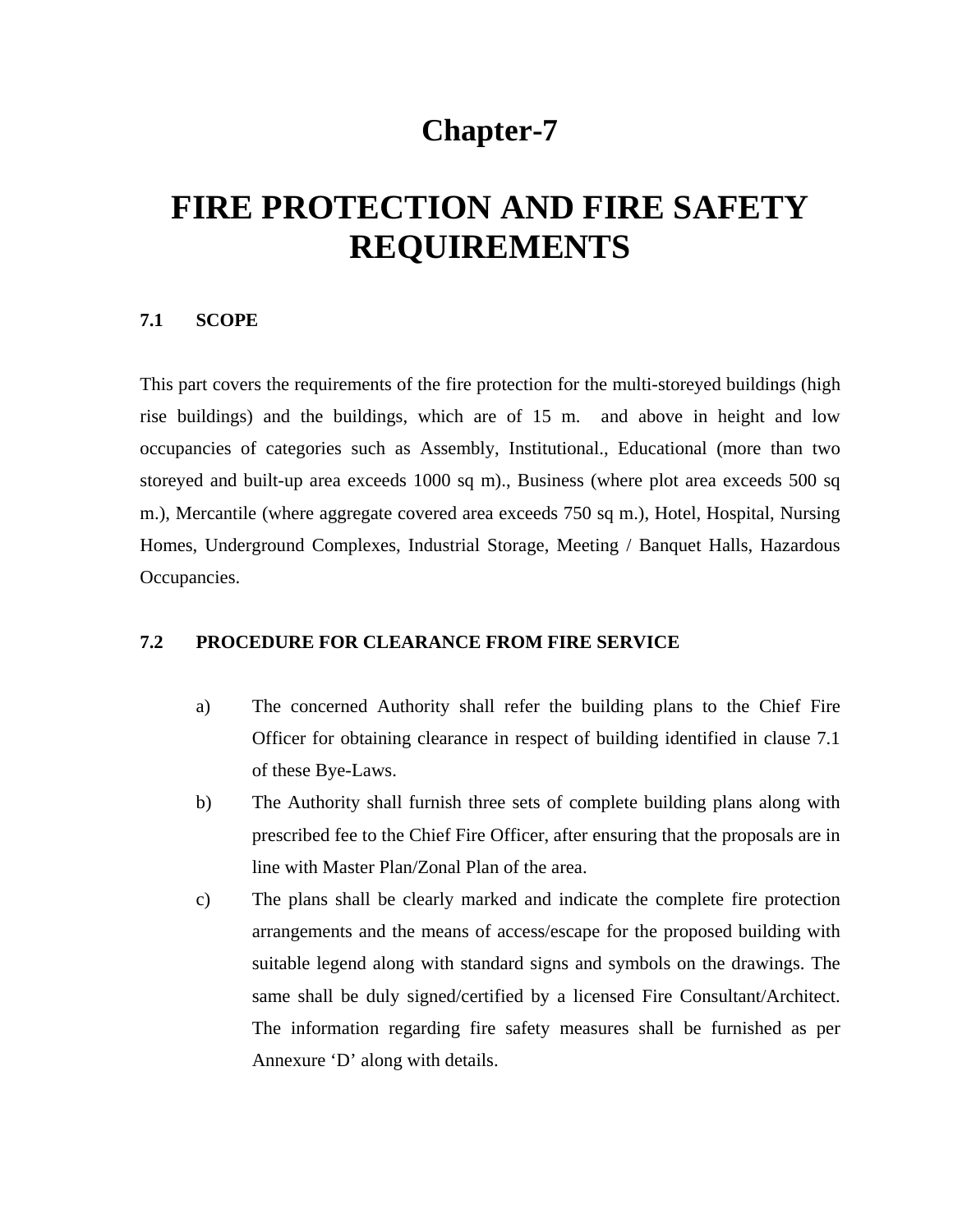# Chapter-7

# FIRE PROTECTION AND FIRE SAFETY REQUIREMENTS

## 7.1 SCOPE

This part covers the requirements of the fire protection for the multi-storeyed buildings (high rise buildings) and the buildings, which are of 15 m. and above in height and low occupancies of categories such as Assembly, Institutional., Educational (more than two storeyed and built-up area exceeds 1000 sq m)., Business (where plot area exceeds 500 sq m.), Mercantile (where aggregate covered area exceeds 750 sq m.), Hotel, Hospital, Nursing Homes, Underground Complexes, Industrial Storage, Meeting / Banquet Halls, Hazardous Occupancies.

## 7.2 PROCEDURE FOR CLEARANCE FROM FIRE SERVICE

a) The concerned Authority shall refer the building plans to the Chief Fire Officer for obtaining clearance in respect of building identified in clause 7.1 of these Bye-Laws.

b) The Authority shall furnish three sets of complete building plans along with prescribed fee to the Chief Fire Officer, after ensuring that the proposals are in line with Master Plan/Zonal Plan of the area.

c) The plans shall be clearly marked and indicate the complete fire protection arrangements and the means of access/escape for the proposed building with suitable legend along with standard signs and symbols on the drawings. The same shall be duly signed/certified by a licensed Fire Consultant/Architect. The information regarding fire safety measures shall be furnished as per Annexure 'D' along with details.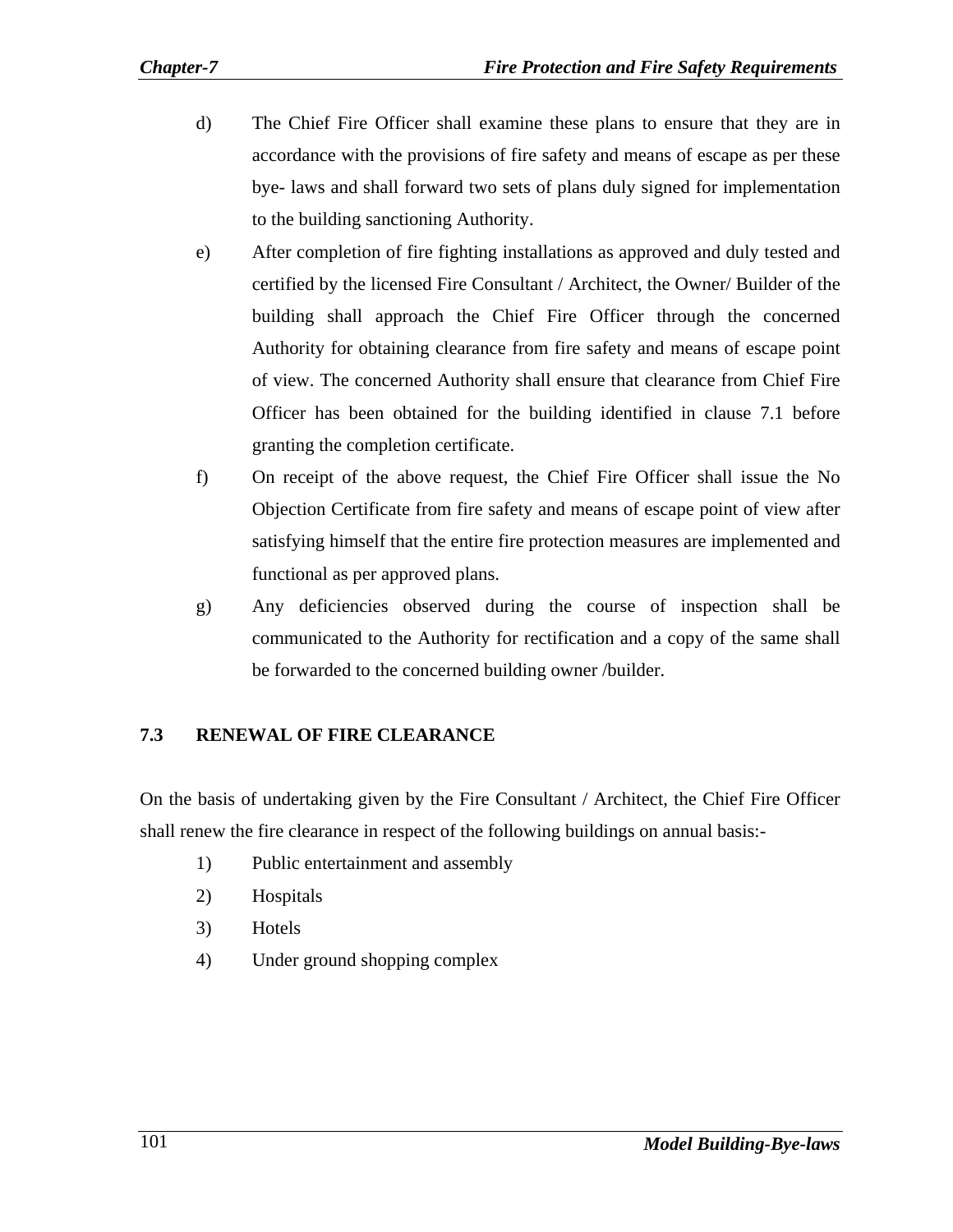d) The Chief Fire Officer shall examine these plans to ensure that they are in accordance with the provisions of fire safety and means of escape as per these bye- laws and shall forward two sets of plans duly signed for implementation to the building sanctioning Authority.

e) After completion of fire fighting installations as approved and duly tested and certified by the licensed Fire Consultant / Architect, the Owner/ Builder of the building shall approach the Chief Fire Officer through the concerned Authority for obtaining clearance from fire safety and means of escape point of view. The concerned Authority shall ensure that clearance from Chief Fire Officer has been obtained for the building identified in clause 7.1 before granting the completion certificate.

f) On receipt of the above request, the Chief Fire Officer shall issue the No Objection Certificate from fire safety and means of escape point of view after satisfying himself that the entire fire protection measures are implemented and functional as per approved plans.

g) Any deficiencies observed during the course of inspection shall be communicated to the Authority for rectification and a copy of the same shall be forwarded to the concerned building owner /builder.

## 7.3 RENEWAL OF FIRE CLEARANCE

On the basis of undertaking given by the Fire Consultant / Architect, the Chief Fire Officer shall renew the fire clearance in respect of the following buildings on annual basis:-

1) Public entertainment and assembly
2) Hospitals
3) Hotels
4) Under ground shopping complex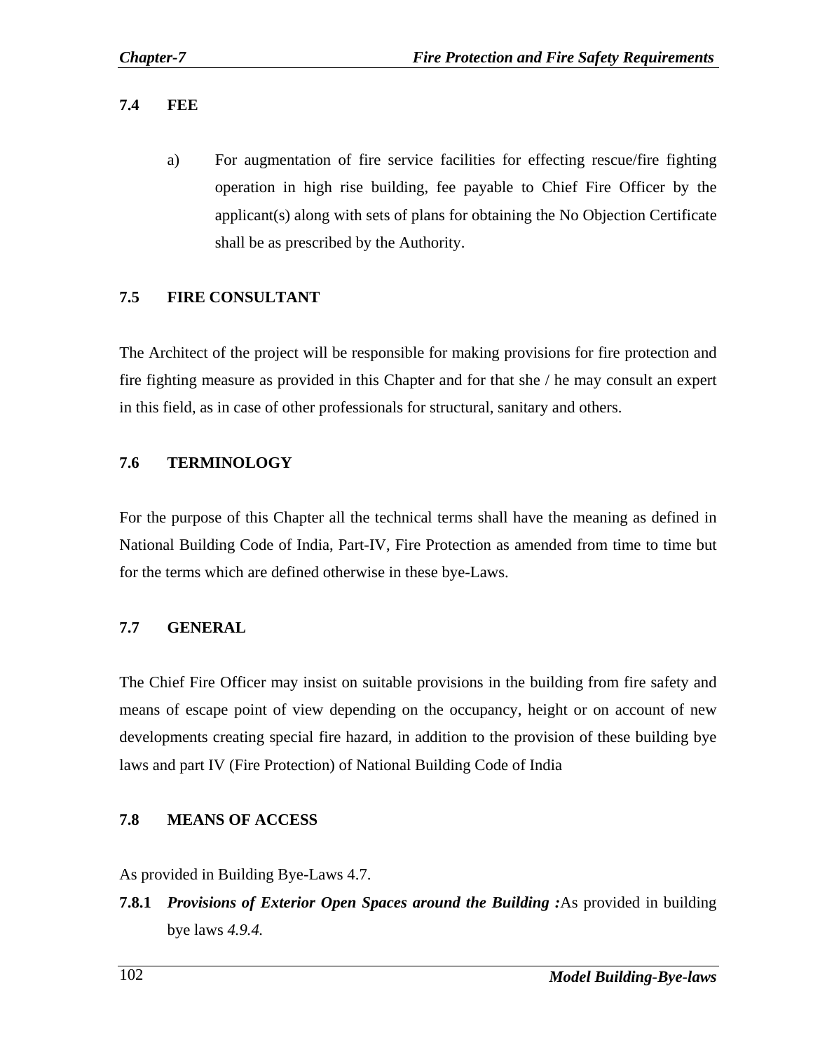## 7.4 FEE

a) For augmentation of fire service facilities for effecting rescue/fire fighting operation in high rise building, fee payable to Chief Fire Officer by the applicant(s) along with sets of plans for obtaining the No Objection Certificate shall be as prescribed by the Authority.

## 7.5 FIRE CONSULTANT

The Architect of the project will be responsible for making provisions for fire protection and fire fighting measure as provided in this Chapter and for that she / he may consult an expert in this field, as in case of other professionals for structural, sanitary and others.

## 7.6 TERMINOLOGY

For the purpose of this Chapter all the technical terms shall have the meaning as defined in National Building Code of India, Part-IV, Fire Protection as amended from time to time but for the terms which are defined otherwise in these bye-Laws.

## 7.7 GENERAL

The Chief Fire Officer may insist on suitable provisions in the building from fire safety and means of escape point of view depending on the occupancy, height or on account of new developments creating special fire hazard, in addition to the provision of these building bye laws and part IV (Fire Protection) of National Building Code of India

## 7.8 MEANS OF ACCESS

As provided in Building Bye-Laws 4.7.

**7.8.1** ***Provisions of Exterior Open Spaces around the Building :*** As provided in building bye laws *4.9.4.*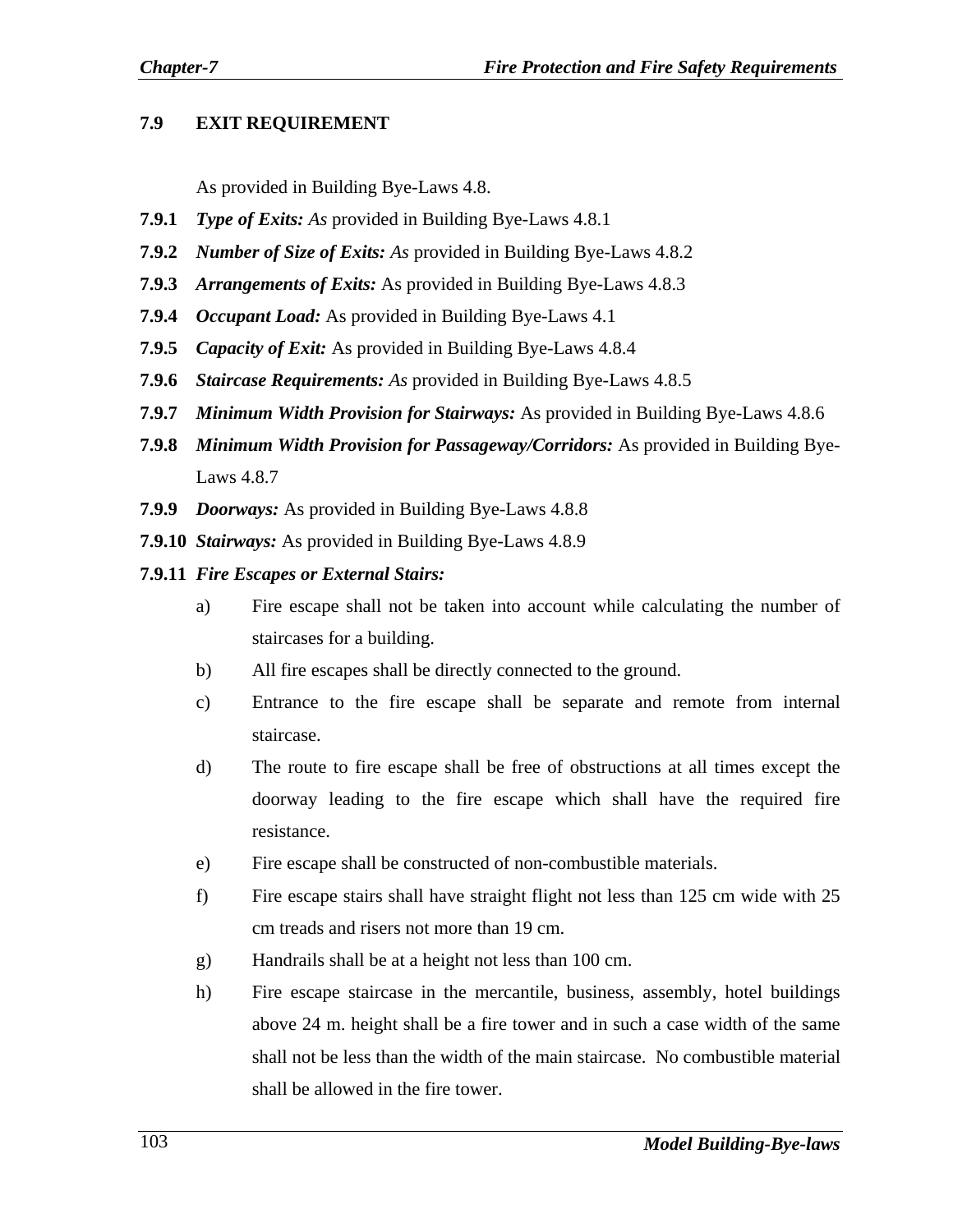## 7.9 EXIT REQUIREMENT

As provided in Building Bye-Laws 4.8.

**7.9.1** ***Type of Exits:*** *As* provided in Building Bye-Laws 4.8.1

**7.9.2** ***Number of Size of Exits:*** *As* provided in Building Bye-Laws 4.8.2

**7.9.3** ***Arrangements of Exits:*** As provided in Building Bye-Laws 4.8.3

**7.9.4** ***Occupant Load:*** As provided in Building Bye-Laws 4.1

**7.9.5** ***Capacity of Exit:*** As provided in Building Bye-Laws 4.8.4

**7.9.6** ***Staircase Requirements:*** *As* provided in Building Bye-Laws 4.8.5

**7.9.7** ***Minimum Width Provision for Stairways:*** As provided in Building Bye-Laws 4.8.6

**7.9.8** ***Minimum Width Provision for Passageway/Corridors:*** As provided in Building Bye-Laws 4.8.7

**7.9.9** ***Doorways:*** As provided in Building Bye-Laws 4.8.8

**7.9.10** ***Stairways:*** As provided in Building Bye-Laws 4.8.9

**7.9.11** ***Fire Escapes or External Stairs:***

a) Fire escape shall not be taken into account while calculating the number of staircases for a building.

b) All fire escapes shall be directly connected to the ground.

c) Entrance to the fire escape shall be separate and remote from internal staircase.

d) The route to fire escape shall be free of obstructions at all times except the doorway leading to the fire escape which shall have the required fire resistance.

e) Fire escape shall be constructed of non-combustible materials.

f) Fire escape stairs shall have straight flight not less than 125 cm wide with 25 cm treads and risers not more than 19 cm.

g) Handrails shall be at a height not less than 100 cm.

h) Fire escape staircase in the mercantile, business, assembly, hotel buildings above 24 m. height shall be a fire tower and in such a case width of the same shall not be less than the width of the main staircase. No combustible material shall be allowed in the fire tower.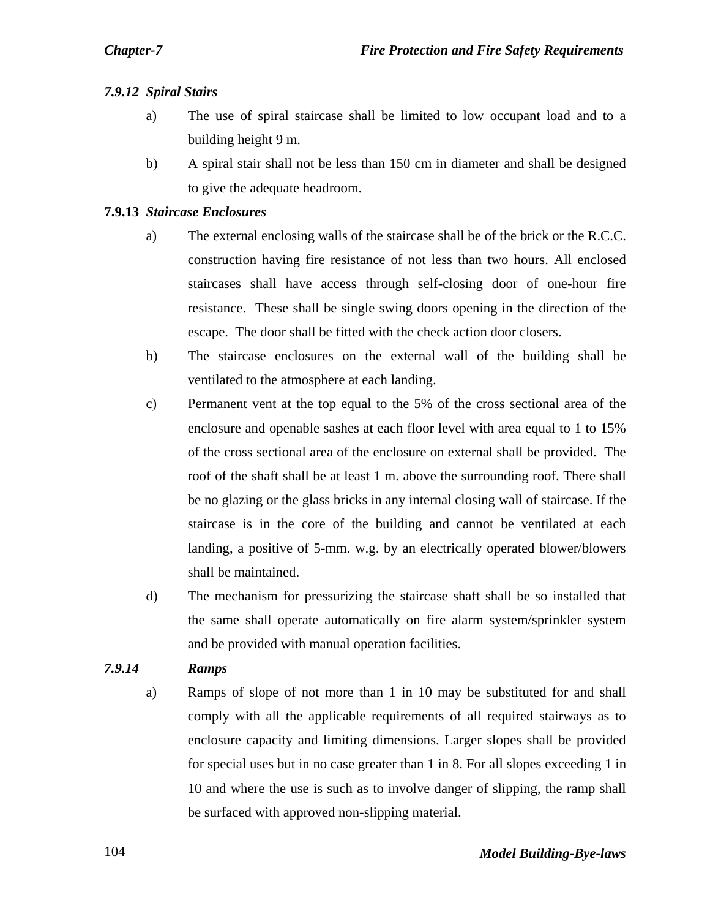### *7.9.12 Spiral Stairs*

a) The use of spiral staircase shall be limited to low occupant load and to a building height 9 m.

b) A spiral stair shall not be less than 150 cm in diameter and shall be designed to give the adequate headroom.

### **7.9.13** ***Staircase Enclosures***

a) The external enclosing walls of the staircase shall be of the brick or the R.C.C. construction having fire resistance of not less than two hours. All enclosed staircases shall have access through self-closing door of one-hour fire resistance. These shall be single swing doors opening in the direction of the escape. The door shall be fitted with the check action door closers.

b) The staircase enclosures on the external wall of the building shall be ventilated to the atmosphere at each landing.

c) Permanent vent at the top equal to the 5% of the cross sectional area of the enclosure and openable sashes at each floor level with area equal to 1 to 15% of the cross sectional area of the enclosure on external shall be provided. The roof of the shaft shall be at least 1 m. above the surrounding roof. There shall be no glazing or the glass bricks in any internal closing wall of staircase. If the staircase is in the core of the building and cannot be ventilated at each landing, a positive of 5-mm. w.g. by an electrically operated blower/blowers shall be maintained.

d) The mechanism for pressurizing the staircase shaft shall be so installed that the same shall operate automatically on fire alarm system/sprinkler system and be provided with manual operation facilities.

### *7.9.14 Ramps*

a) Ramps of slope of not more than 1 in 10 may be substituted for and shall comply with all the applicable requirements of all required stairways as to enclosure capacity and limiting dimensions. Larger slopes shall be provided for special uses but in no case greater than 1 in 8. For all slopes exceeding 1 in 10 and where the use is such as to involve danger of slipping, the ramp shall be surfaced with approved non-slipping material.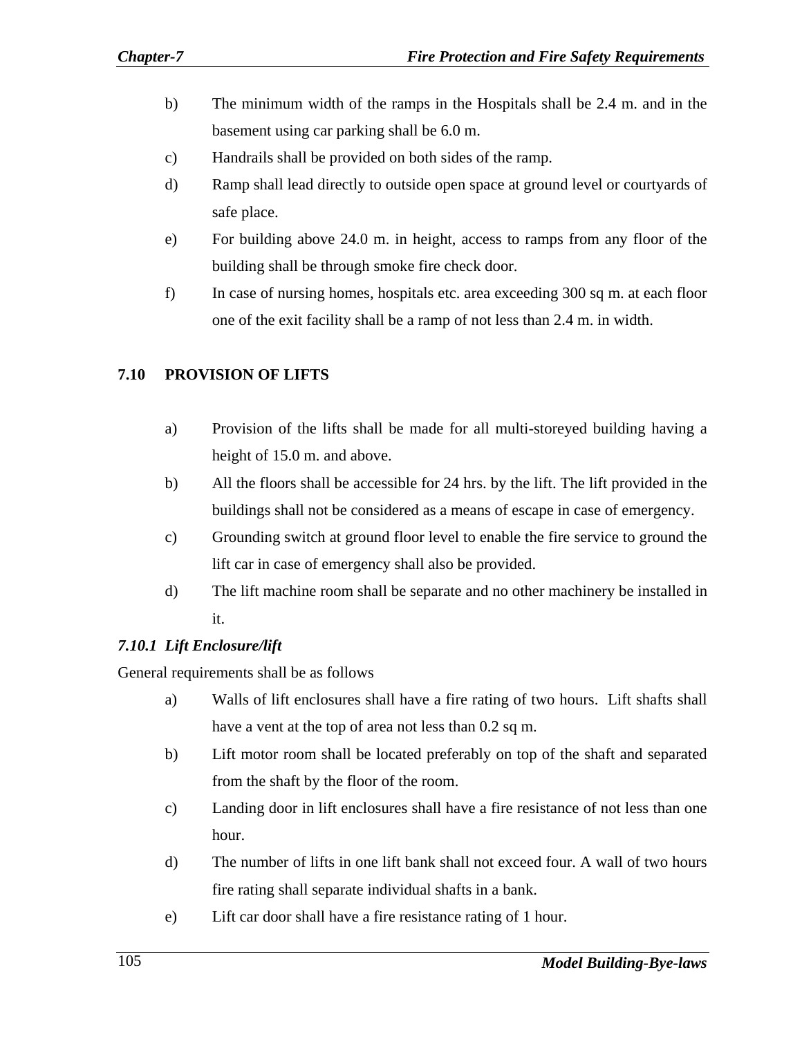b) The minimum width of the ramps in the Hospitals shall be 2.4 m. and in the basement using car parking shall be 6.0 m.

c) Handrails shall be provided on both sides of the ramp.

d) Ramp shall lead directly to outside open space at ground level or courtyards of safe place.

e) For building above 24.0 m. in height, access to ramps from any floor of the building shall be through smoke fire check door.

f) In case of nursing homes, hospitals etc. area exceeding 300 sq m. at each floor one of the exit facility shall be a ramp of not less than 2.4 m. in width.

## 7.10 PROVISION OF LIFTS

a) Provision of the lifts shall be made for all multi-storeyed building having a height of 15.0 m. and above.

b) All the floors shall be accessible for 24 hrs. by the lift. The lift provided in the buildings shall not be considered as a means of escape in case of emergency.

c) Grounding switch at ground floor level to enable the fire service to ground the lift car in case of emergency shall also be provided.

d) The lift machine room shall be separate and no other machinery be installed in it.

### *7.10.1 Lift Enclosure/lift*

General requirements shall be as follows

a) Walls of lift enclosures shall have a fire rating of two hours. Lift shafts shall have a vent at the top of area not less than 0.2 sq m.

b) Lift motor room shall be located preferably on top of the shaft and separated from the shaft by the floor of the room.

c) Landing door in lift enclosures shall have a fire resistance of not less than one hour.

d) The number of lifts in one lift bank shall not exceed four. A wall of two hours fire rating shall separate individual shafts in a bank.

e) Lift car door shall have a fire resistance rating of 1 hour.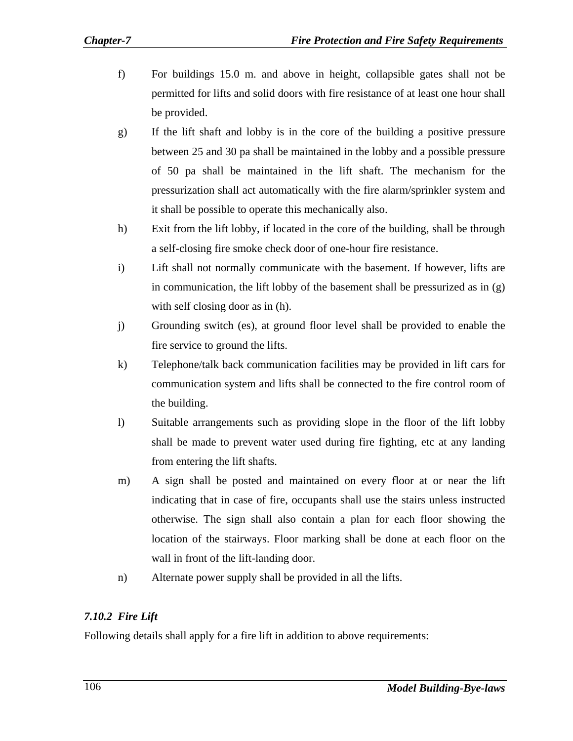f) For buildings 15.0 m. and above in height, collapsible gates shall not be permitted for lifts and solid doors with fire resistance of at least one hour shall be provided.

g) If the lift shaft and lobby is in the core of the building a positive pressure between 25 and 30 pa shall be maintained in the lobby and a possible pressure of 50 pa shall be maintained in the lift shaft. The mechanism for the pressurization shall act automatically with the fire alarm/sprinkler system and it shall be possible to operate this mechanically also.

h) Exit from the lift lobby, if located in the core of the building, shall be through a self-closing fire smoke check door of one-hour fire resistance.

i) Lift shall not normally communicate with the basement. If however, lifts are in communication, the lift lobby of the basement shall be pressurized as in (g) with self closing door as in (h).

j) Grounding switch (es), at ground floor level shall be provided to enable the fire service to ground the lifts.

k) Telephone/talk back communication facilities may be provided in lift cars for communication system and lifts shall be connected to the fire control room of the building.

l) Suitable arrangements such as providing slope in the floor of the lift lobby shall be made to prevent water used during fire fighting, etc at any landing from entering the lift shafts.

m) A sign shall be posted and maintained on every floor at or near the lift indicating that in case of fire, occupants shall use the stairs unless instructed otherwise. The sign shall also contain a plan for each floor showing the location of the stairways. Floor marking shall be done at each floor on the wall in front of the lift-landing door.

n) Alternate power supply shall be provided in all the lifts.

### *7.10.2 Fire Lift*

Following details shall apply for a fire lift in addition to above requirements: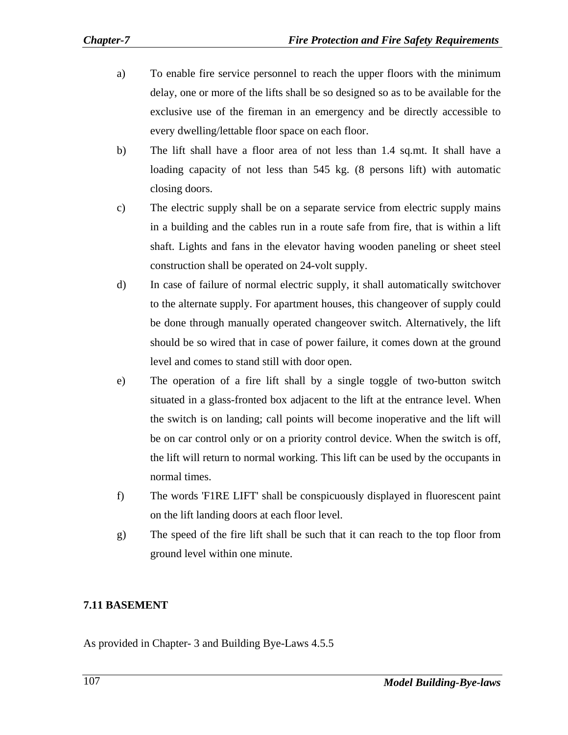a) To enable fire service personnel to reach the upper floors with the minimum delay, one or more of the lifts shall be so designed so as to be available for the exclusive use of the fireman in an emergency and be directly accessible to every dwelling/lettable floor space on each floor.

b) The lift shall have a floor area of not less than 1.4 sq.mt. It shall have a loading capacity of not less than 545 kg. (8 persons lift) with automatic closing doors.

c) The electric supply shall be on a separate service from electric supply mains in a building and the cables run in a route safe from fire, that is within a lift shaft. Lights and fans in the elevator having wooden paneling or sheet steel construction shall be operated on 24-volt supply.

d) In case of failure of normal electric supply, it shall automatically switchover to the alternate supply. For apartment houses, this changeover of supply could be done through manually operated changeover switch. Alternatively, the lift should be so wired that in case of power failure, it comes down at the ground level and comes to stand still with door open.

e) The operation of a fire lift shall by a single toggle of two-button switch situated in a glass-fronted box adjacent to the lift at the entrance level. When the switch is on landing; call points will become inoperative and the lift will be on car control only or on a priority control device. When the switch is off, the lift will return to normal working. This lift can be used by the occupants in normal times.

f) The words 'F1RE LIFT' shall be conspicuously displayed in fluorescent paint on the lift landing doors at each floor level.

g) The speed of the fire lift shall be such that it can reach to the top floor from ground level within one minute.

### 7.11 BASEMENT

As provided in Chapter- 3 and Building Bye-Laws 4.5.5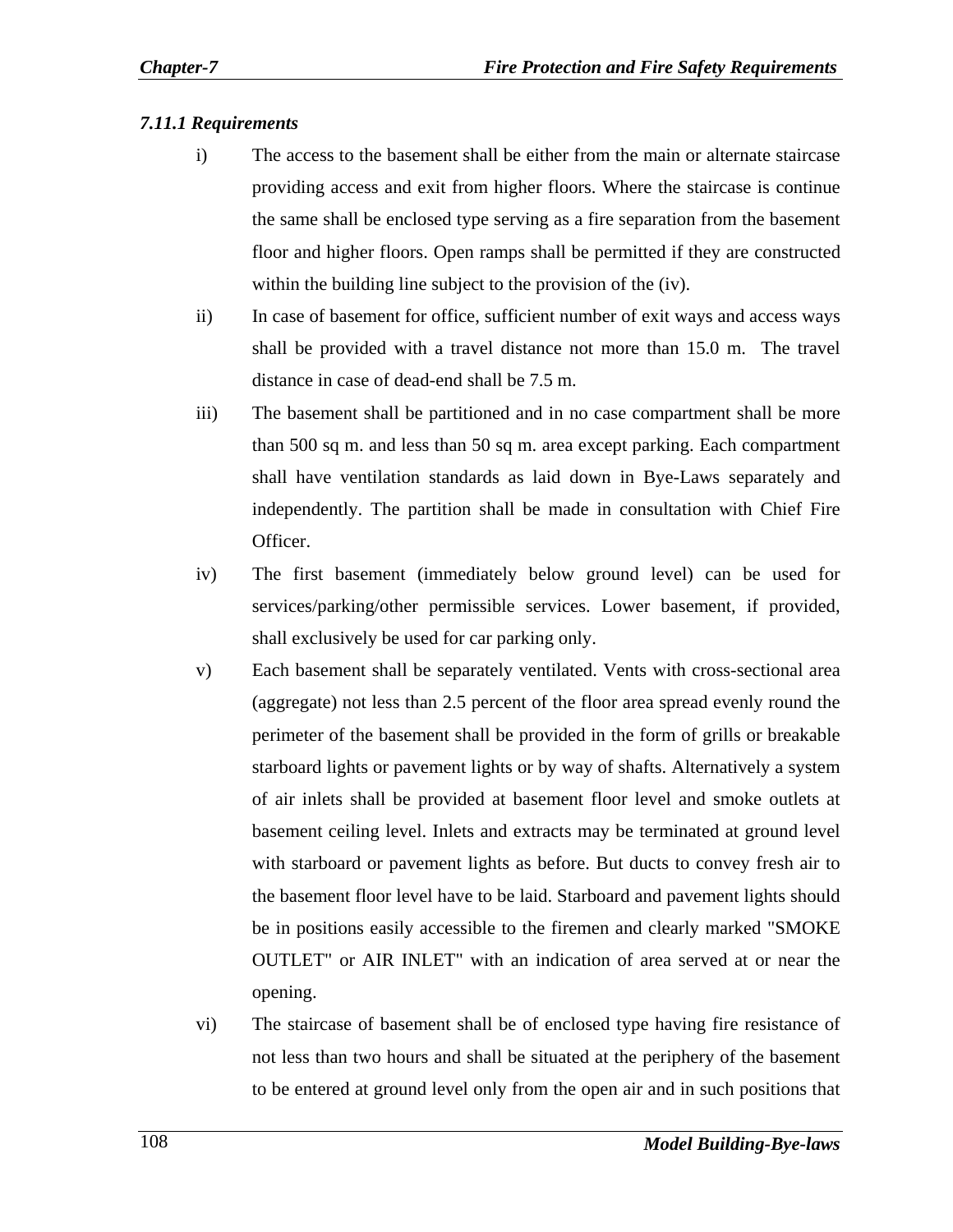#### *7.11.1 Requirements*

i) The access to the basement shall be either from the main or alternate staircase providing access and exit from higher floors. Where the staircase is continue the same shall be enclosed type serving as a fire separation from the basement floor and higher floors. Open ramps shall be permitted if they are constructed within the building line subject to the provision of the (iv).

ii) In case of basement for office, sufficient number of exit ways and access ways shall be provided with a travel distance not more than 15.0 m. The travel distance in case of dead-end shall be 7.5 m.

iii) The basement shall be partitioned and in no case compartment shall be more than 500 sq m. and less than 50 sq m. area except parking. Each compartment shall have ventilation standards as laid down in Bye-Laws separately and independently. The partition shall be made in consultation with Chief Fire Officer.

iv) The first basement (immediately below ground level) can be used for services/parking/other permissible services. Lower basement, if provided, shall exclusively be used for car parking only.

v) Each basement shall be separately ventilated. Vents with cross-sectional area (aggregate) not less than 2.5 percent of the floor area spread evenly round the perimeter of the basement shall be provided in the form of grills or breakable starboard lights or pavement lights or by way of shafts. Alternatively a system of air inlets shall be provided at basement floor level and smoke outlets at basement ceiling level. Inlets and extracts may be terminated at ground level with starboard or pavement lights as before. But ducts to convey fresh air to the basement floor level have to be laid. Starboard and pavement lights should be in positions easily accessible to the firemen and clearly marked "SMOKE OUTLET" or AIR INLET" with an indication of area served at or near the opening.

vi) The staircase of basement shall be of enclosed type having fire resistance of not less than two hours and shall be situated at the periphery of the basement to be entered at ground level only from the open air and in such positions that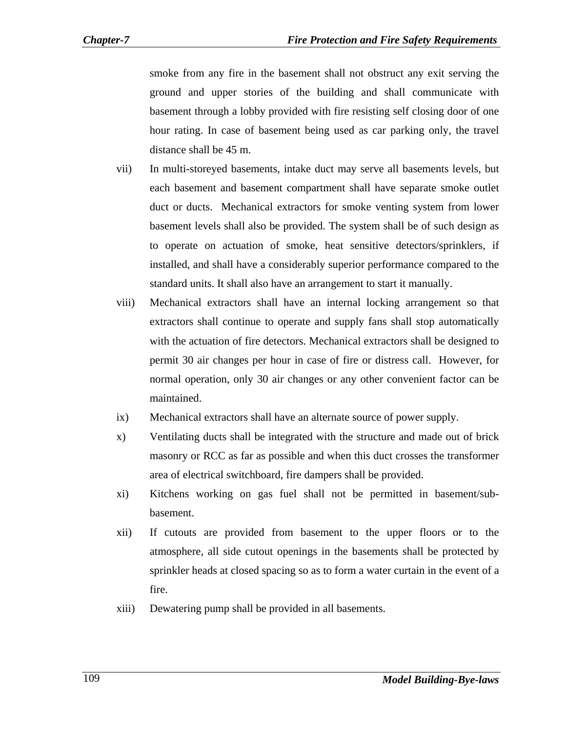smoke from any fire in the basement shall not obstruct any exit serving the ground and upper stories of the building and shall communicate with basement through a lobby provided with fire resisting self closing door of one hour rating. In case of basement being used as car parking only, the travel distance shall be 45 m.

vii) In multi-storeyed basements, intake duct may serve all basements levels, but each basement and basement compartment shall have separate smoke outlet duct or ducts. Mechanical extractors for smoke venting system from lower basement levels shall also be provided. The system shall be of such design as to operate on actuation of smoke, heat sensitive detectors/sprinklers, if installed, and shall have a considerably superior performance compared to the standard units. It shall also have an arrangement to start it manually.

viii) Mechanical extractors shall have an internal locking arrangement so that extractors shall continue to operate and supply fans shall stop automatically with the actuation of fire detectors. Mechanical extractors shall be designed to permit 30 air changes per hour in case of fire or distress call. However, for normal operation, only 30 air changes or any other convenient factor can be maintained.

ix) Mechanical extractors shall have an alternate source of power supply.

x) Ventilating ducts shall be integrated with the structure and made out of brick masonry or RCC as far as possible and when this duct crosses the transformer area of electrical switchboard, fire dampers shall be provided.

xi) Kitchens working on gas fuel shall not be permitted in basement/sub-basement.

xii) If cutouts are provided from basement to the upper floors or to the atmosphere, all side cutout openings in the basements shall be protected by sprinkler heads at closed spacing so as to form a water curtain in the event of a fire.

xiii) Dewatering pump shall be provided in all basements.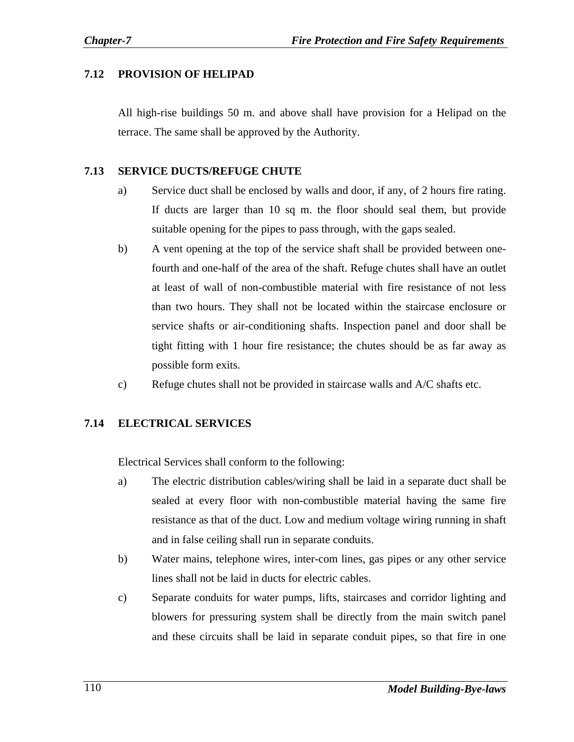## 7.12 PROVISION OF HELIPAD

All high-rise buildings 50 m. and above shall have provision for a Helipad on the terrace. The same shall be approved by the Authority.

## 7.13 SERVICE DUCTS/REFUGE CHUTE

a) Service duct shall be enclosed by walls and door, if any, of 2 hours fire rating. If ducts are larger than 10 sq m. the floor should seal them, but provide suitable opening for the pipes to pass through, with the gaps sealed.

b) A vent opening at the top of the service shaft shall be provided between one-fourth and one-half of the area of the shaft. Refuge chutes shall have an outlet at least of wall of non-combustible material with fire resistance of not less than two hours. They shall not be located within the staircase enclosure or service shafts or air-conditioning shafts. Inspection panel and door shall be tight fitting with 1 hour fire resistance; the chutes should be as far away as possible form exits.

c) Refuge chutes shall not be provided in staircase walls and A/C shafts etc.

## 7.14 ELECTRICAL SERVICES

Electrical Services shall conform to the following:

a) The electric distribution cables/wiring shall be laid in a separate duct shall be sealed at every floor with non-combustible material having the same fire resistance as that of the duct. Low and medium voltage wiring running in shaft and in false ceiling shall run in separate conduits.

b) Water mains, telephone wires, inter-com lines, gas pipes or any other service lines shall not be laid in ducts for electric cables.

c) Separate conduits for water pumps, lifts, staircases and corridor lighting and blowers for pressuring system shall be directly from the main switch panel and these circuits shall be laid in separate conduit pipes, so that fire in one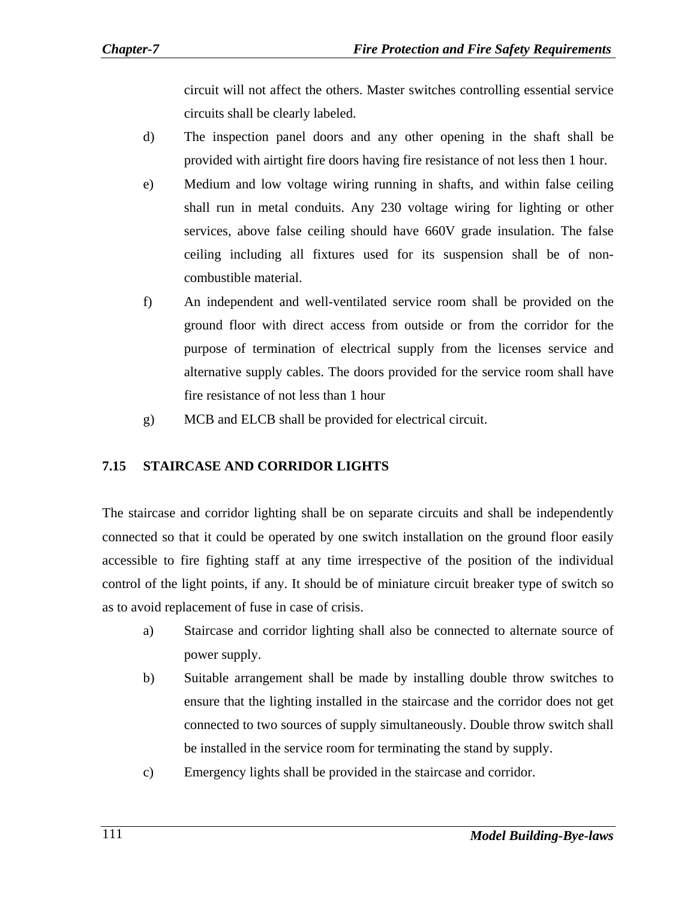circuit will not affect the others. Master switches controlling essential service circuits shall be clearly labeled.

d) The inspection panel doors and any other opening in the shaft shall be provided with airtight fire doors having fire resistance of not less then 1 hour.

e) Medium and low voltage wiring running in shafts, and within false ceiling shall run in metal conduits. Any 230 voltage wiring for lighting or other services, above false ceiling should have 660V grade insulation. The false ceiling including all fixtures used for its suspension shall be of non-combustible material.

f) An independent and well-ventilated service room shall be provided on the ground floor with direct access from outside or from the corridor for the purpose of termination of electrical supply from the licenses service and alternative supply cables. The doors provided for the service room shall have fire resistance of not less than 1 hour

g) MCB and ELCB shall be provided for electrical circuit.

### 7.15 STAIRCASE AND CORRIDOR LIGHTS

The staircase and corridor lighting shall be on separate circuits and shall be independently connected so that it could be operated by one switch installation on the ground floor easily accessible to fire fighting staff at any time irrespective of the position of the individual control of the light points, if any. It should be of miniature circuit breaker type of switch so as to avoid replacement of fuse in case of crisis.

a) Staircase and corridor lighting shall also be connected to alternate source of power supply.

b) Suitable arrangement shall be made by installing double throw switches to ensure that the lighting installed in the staircase and the corridor does not get connected to two sources of supply simultaneously. Double throw switch shall be installed in the service room for terminating the stand by supply.

c) Emergency lights shall be provided in the staircase and corridor.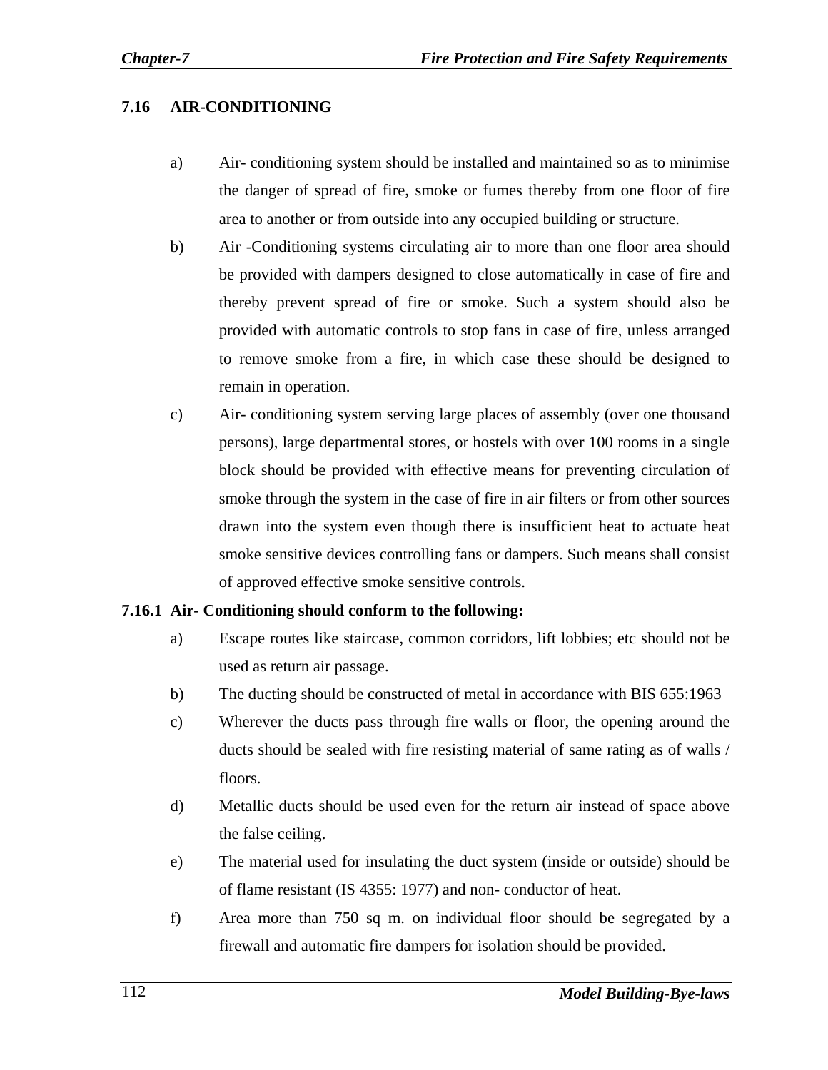## 7.16 AIR-CONDITIONING

a) Air- conditioning system should be installed and maintained so as to minimise the danger of spread of fire, smoke or fumes thereby from one floor of fire area to another or from outside into any occupied building or structure.

b) Air -Conditioning systems circulating air to more than one floor area should be provided with dampers designed to close automatically in case of fire and thereby prevent spread of fire or smoke. Such a system should also be provided with automatic controls to stop fans in case of fire, unless arranged to remove smoke from a fire, in which case these should be designed to remain in operation.

c) Air- conditioning system serving large places of assembly (over one thousand persons), large departmental stores, or hostels with over 100 rooms in a single block should be provided with effective means for preventing circulation of smoke through the system in the case of fire in air filters or from other sources drawn into the system even though there is insufficient heat to actuate heat smoke sensitive devices controlling fans or dampers. Such means shall consist of approved effective smoke sensitive controls.

### 7.16.1 Air- Conditioning should conform to the following:

a) Escape routes like staircase, common corridors, lift lobbies; etc should not be used as return air passage.

b) The ducting should be constructed of metal in accordance with BIS 655:1963

c) Wherever the ducts pass through fire walls or floor, the opening around the ducts should be sealed with fire resisting material of same rating as of walls / floors.

d) Metallic ducts should be used even for the return air instead of space above the false ceiling.

e) The material used for insulating the duct system (inside or outside) should be of flame resistant (IS 4355: 1977) and non- conductor of heat.

f) Area more than 750 sq m. on individual floor should be segregated by a firewall and automatic fire dampers for isolation should be provided.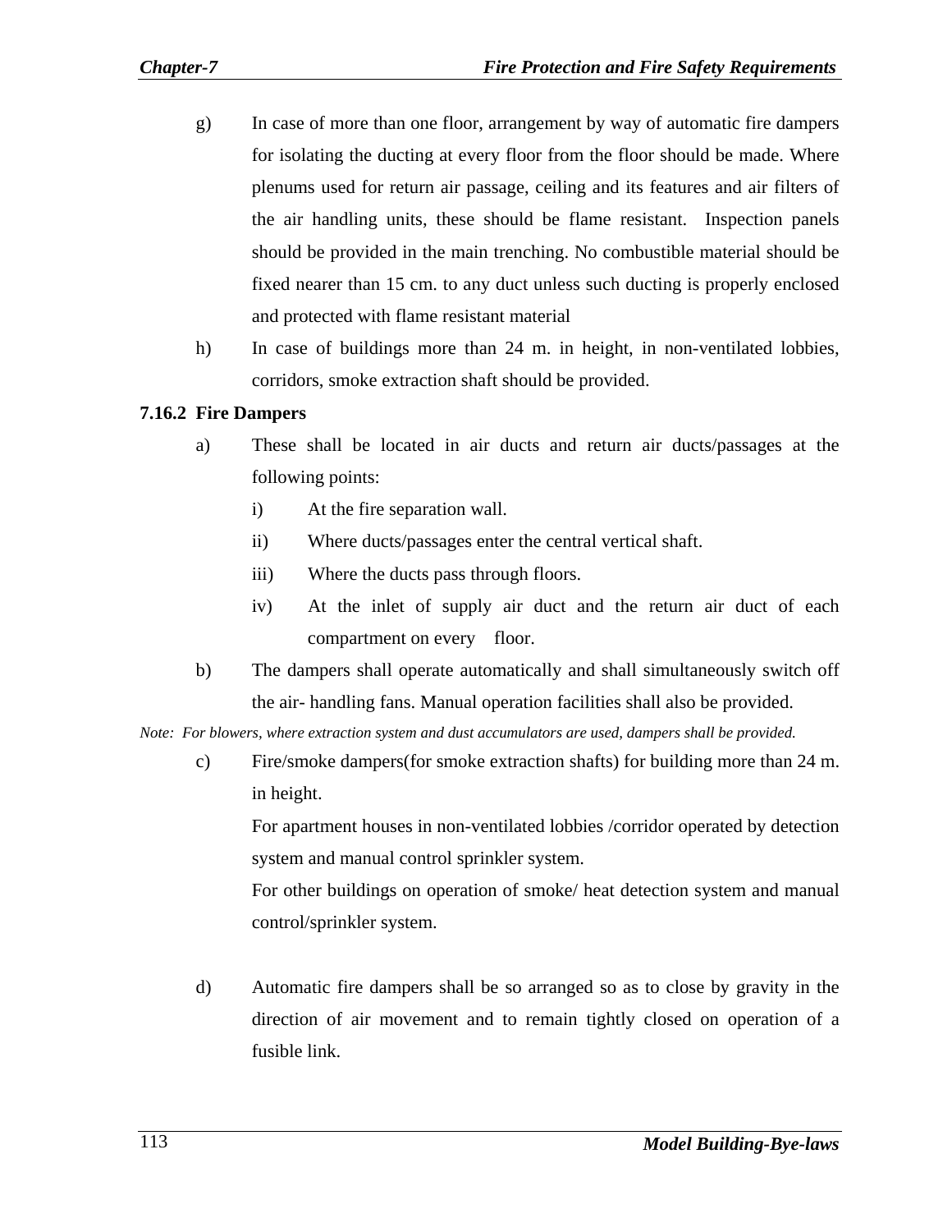g) In case of more than one floor, arrangement by way of automatic fire dampers for isolating the ducting at every floor from the floor should be made. Where plenums used for return air passage, ceiling and its features and air filters of the air handling units, these should be flame resistant. Inspection panels should be provided in the main trenching. No combustible material should be fixed nearer than 15 cm. to any duct unless such ducting is properly enclosed and protected with flame resistant material

h) In case of buildings more than 24 m. in height, in non-ventilated lobbies, corridors, smoke extraction shaft should be provided.

**7.16.2 Fire Dampers**

a) These shall be located in air ducts and return air ducts/passages at the following points:

   i) At the fire separation wall.

   ii) Where ducts/passages enter the central vertical shaft.

   iii) Where the ducts pass through floors.

   iv) At the inlet of supply air duct and the return air duct of each compartment on every floor.

b) The dampers shall operate automatically and shall simultaneously switch off the air- handling fans. Manual operation facilities shall also be provided.

*Note: For blowers, where extraction system and dust accumulators are used, dampers shall be provided.*

c) Fire/smoke dampers(for smoke extraction shafts) for building more than 24 m. in height.

   For apartment houses in non-ventilated lobbies /corridor operated by detection system and manual control sprinkler system.

   For other buildings on operation of smoke/ heat detection system and manual control/sprinkler system.

d) Automatic fire dampers shall be so arranged so as to close by gravity in the direction of air movement and to remain tightly closed on operation of a fusible link.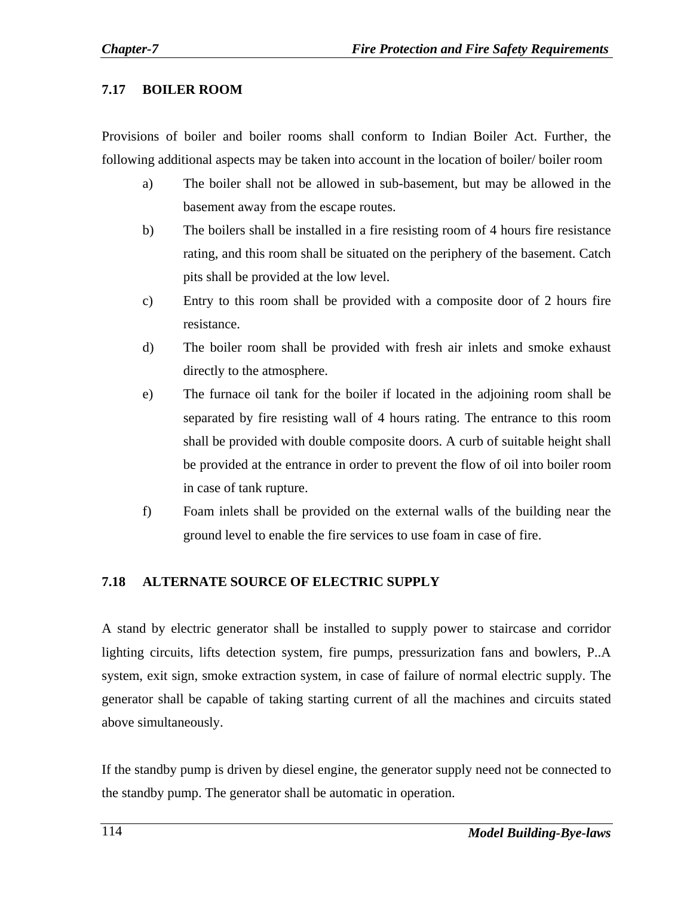## 7.17 BOILER ROOM

Provisions of boiler and boiler rooms shall conform to Indian Boiler Act. Further, the following additional aspects may be taken into account in the location of boiler/ boiler room

a) The boiler shall not be allowed in sub-basement, but may be allowed in the basement away from the escape routes.

b) The boilers shall be installed in a fire resisting room of 4 hours fire resistance rating, and this room shall be situated on the periphery of the basement. Catch pits shall be provided at the low level.

c) Entry to this room shall be provided with a composite door of 2 hours fire resistance.

d) The boiler room shall be provided with fresh air inlets and smoke exhaust directly to the atmosphere.

e) The furnace oil tank for the boiler if located in the adjoining room shall be separated by fire resisting wall of 4 hours rating. The entrance to this room shall be provided with double composite doors. A curb of suitable height shall be provided at the entrance in order to prevent the flow of oil into boiler room in case of tank rupture.

f) Foam inlets shall be provided on the external walls of the building near the ground level to enable the fire services to use foam in case of fire.

## 7.18 ALTERNATE SOURCE OF ELECTRIC SUPPLY

A stand by electric generator shall be installed to supply power to staircase and corridor lighting circuits, lifts detection system, fire pumps, pressurization fans and bowlers, P..A system, exit sign, smoke extraction system, in case of failure of normal electric supply. The generator shall be capable of taking starting current of all the machines and circuits stated above simultaneously.

If the standby pump is driven by diesel engine, the generator supply need not be connected to the standby pump. The generator shall be automatic in operation.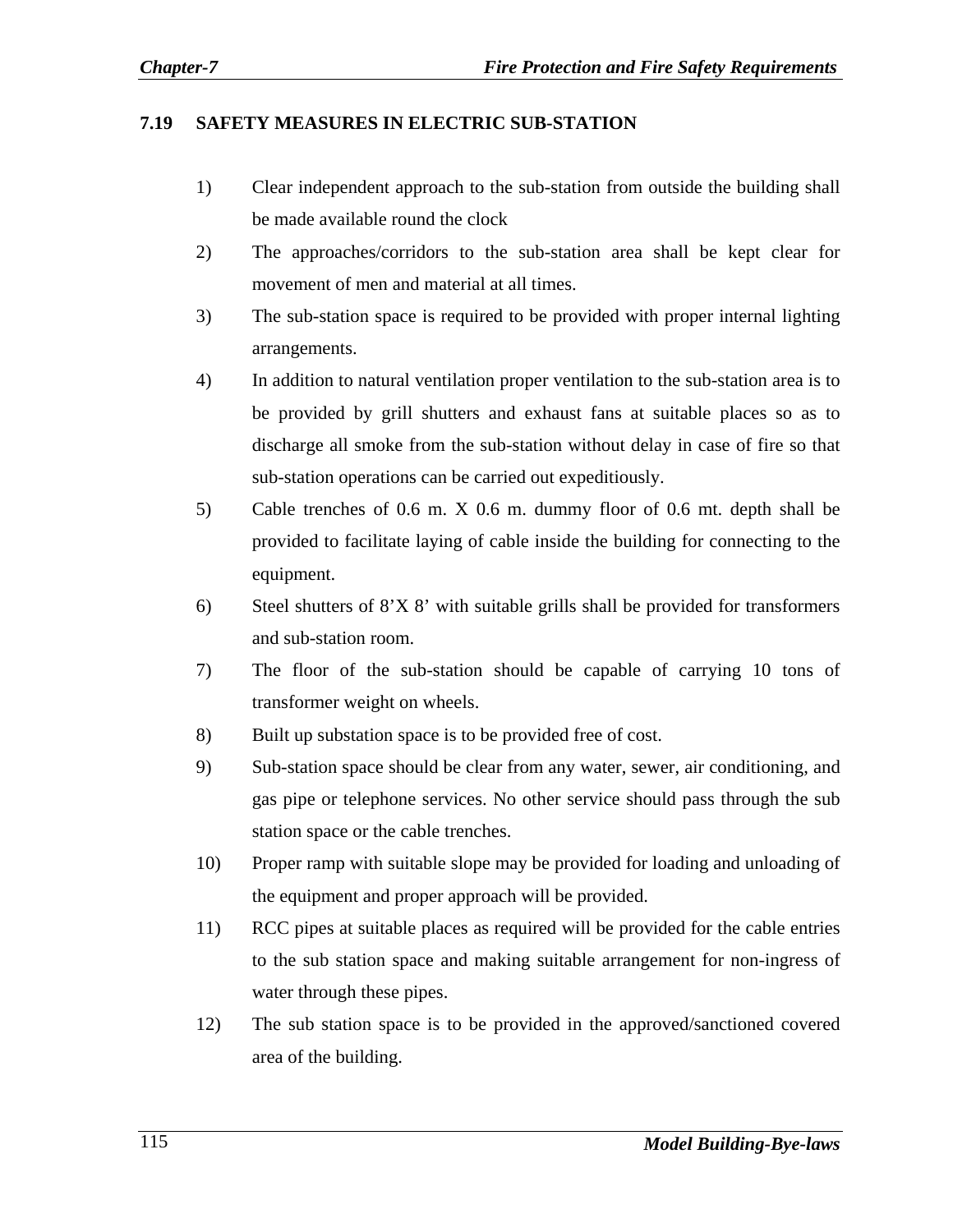## 7.19 SAFETY MEASURES IN ELECTRIC SUB-STATION

1) Clear independent approach to the sub-station from outside the building shall be made available round the clock

2) The approaches/corridors to the sub-station area shall be kept clear for movement of men and material at all times.

3) The sub-station space is required to be provided with proper internal lighting arrangements.

4) In addition to natural ventilation proper ventilation to the sub-station area is to be provided by grill shutters and exhaust fans at suitable places so as to discharge all smoke from the sub-station without delay in case of fire so that sub-station operations can be carried out expeditiously.

5) Cable trenches of 0.6 m. X 0.6 m. dummy floor of 0.6 mt. depth shall be provided to facilitate laying of cable inside the building for connecting to the equipment.

6) Steel shutters of 8'X 8' with suitable grills shall be provided for transformers and sub-station room.

7) The floor of the sub-station should be capable of carrying 10 tons of transformer weight on wheels.

8) Built up substation space is to be provided free of cost.

9) Sub-station space should be clear from any water, sewer, air conditioning, and gas pipe or telephone services. No other service should pass through the sub station space or the cable trenches.

10) Proper ramp with suitable slope may be provided for loading and unloading of the equipment and proper approach will be provided.

11) RCC pipes at suitable places as required will be provided for the cable entries to the sub station space and making suitable arrangement for non-ingress of water through these pipes.

12) The sub station space is to be provided in the approved/sanctioned covered area of the building.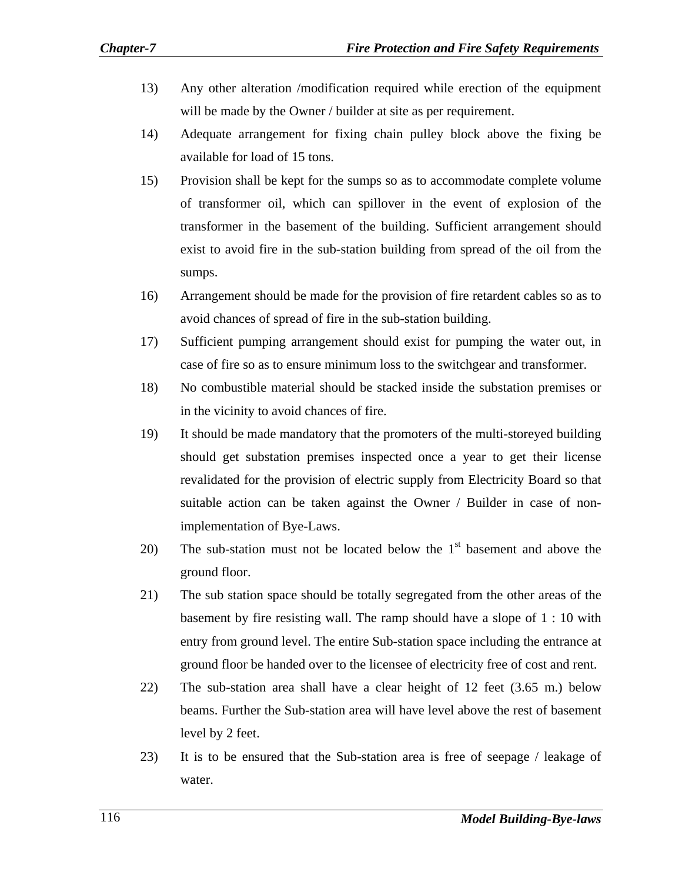13) Any other alteration /modification required while erection of the equipment will be made by the Owner / builder at site as per requirement.

14) Adequate arrangement for fixing chain pulley block above the fixing be available for load of 15 tons.

15) Provision shall be kept for the sumps so as to accommodate complete volume of transformer oil, which can spillover in the event of explosion of the transformer in the basement of the building. Sufficient arrangement should exist to avoid fire in the sub-station building from spread of the oil from the sumps.

16) Arrangement should be made for the provision of fire retardent cables so as to avoid chances of spread of fire in the sub-station building.

17) Sufficient pumping arrangement should exist for pumping the water out, in case of fire so as to ensure minimum loss to the switchgear and transformer.

18) No combustible material should be stacked inside the substation premises or in the vicinity to avoid chances of fire.

19) It should be made mandatory that the promoters of the multi-storeyed building should get substation premises inspected once a year to get their license revalidated for the provision of electric supply from Electricity Board so that suitable action can be taken against the Owner / Builder in case of non-implementation of Bye-Laws.

20) The sub-station must not be located below the 1st basement and above the ground floor.

21) The sub station space should be totally segregated from the other areas of the basement by fire resisting wall. The ramp should have a slope of 1 : 10 with entry from ground level. The entire Sub-station space including the entrance at ground floor be handed over to the licensee of electricity free of cost and rent.

22) The sub-station area shall have a clear height of 12 feet (3.65 m.) below beams. Further the Sub-station area will have level above the rest of basement level by 2 feet.

23) It is to be ensured that the Sub-station area is free of seepage / leakage of water.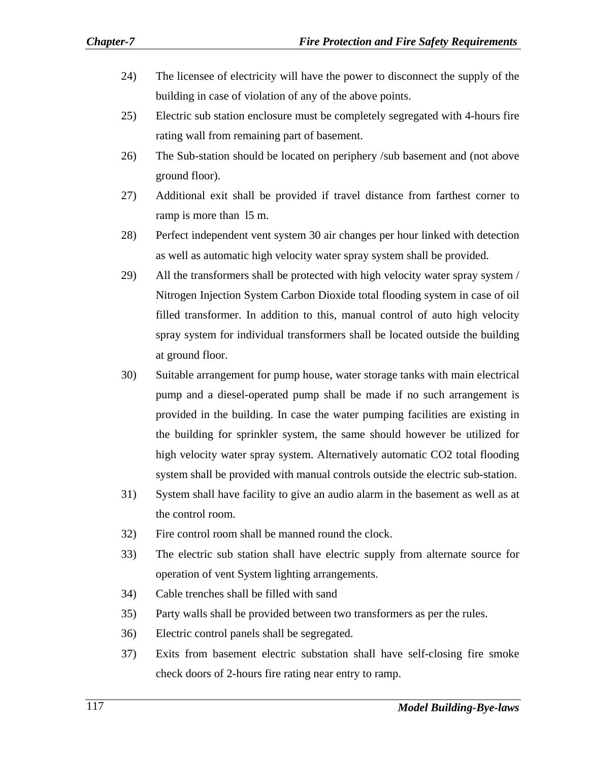24) The licensee of electricity will have the power to disconnect the supply of the building in case of violation of any of the above points.

25) Electric sub station enclosure must be completely segregated with 4-hours fire rating wall from remaining part of basement.

26) The Sub-station should be located on periphery /sub basement and (not above ground floor).

27) Additional exit shall be provided if travel distance from farthest corner to ramp is more than l5 m.

28) Perfect independent vent system 30 air changes per hour linked with detection as well as automatic high velocity water spray system shall be provided.

29) All the transformers shall be protected with high velocity water spray system / Nitrogen Injection System Carbon Dioxide total flooding system in case of oil filled transformer. In addition to this, manual control of auto high velocity spray system for individual transformers shall be located outside the building at ground floor.

30) Suitable arrangement for pump house, water storage tanks with main electrical pump and a diesel-operated pump shall be made if no such arrangement is provided in the building. In case the water pumping facilities are existing in the building for sprinkler system, the same should however be utilized for high velocity water spray system. Alternatively automatic $CO_2$ total flooding system shall be provided with manual controls outside the electric sub-station.

31) System shall have facility to give an audio alarm in the basement as well as at the control room.

32) Fire control room shall be manned round the clock.

33) The electric sub station shall have electric supply from alternate source for operation of vent System lighting arrangements.

34) Cable trenches shall be filled with sand

35) Party walls shall be provided between two transformers as per the rules.

36) Electric control panels shall be segregated.

37) Exits from basement electric substation shall have self-closing fire smoke check doors of 2-hours fire rating near entry to ramp.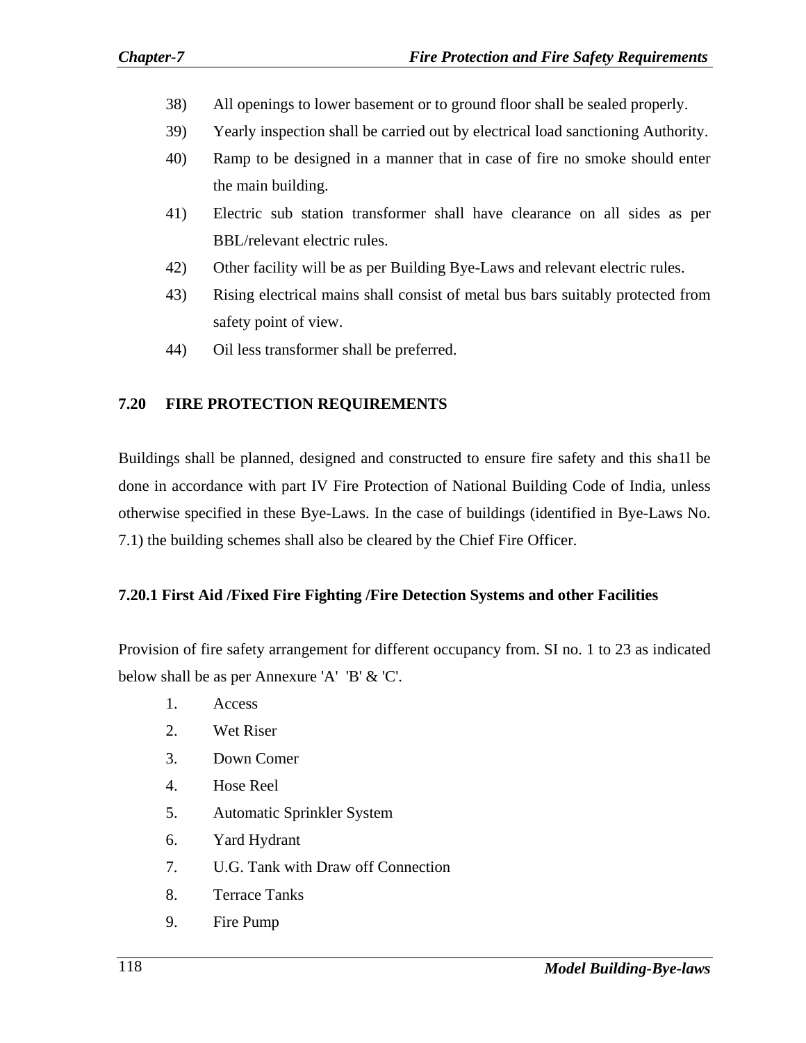38) All openings to lower basement or to ground floor shall be sealed properly.

39) Yearly inspection shall be carried out by electrical load sanctioning Authority.

40) Ramp to be designed in a manner that in case of fire no smoke should enter the main building.

41) Electric sub station transformer shall have clearance on all sides as per BBL/relevant electric rules.

42) Other facility will be as per Building Bye-Laws and relevant electric rules.

43) Rising electrical mains shall consist of metal bus bars suitably protected from safety point of view.

44) Oil less transformer shall be preferred.

## 7.20 FIRE PROTECTION REQUIREMENTS

Buildings shall be planned, designed and constructed to ensure fire safety and this sha1l be done in accordance with part IV Fire Protection of National Building Code of India, unless otherwise specified in these Bye-Laws. In the case of buildings (identified in Bye-Laws No. 7.1) the building schemes shall also be cleared by the Chief Fire Officer.

### 7.20.1 First Aid /Fixed Fire Fighting /Fire Detection Systems and other Facilities

Provision of fire safety arrangement for different occupancy from. SI no. 1 to 23 as indicated below shall be as per Annexure 'A' 'B' & 'C'.

1. Access
2. Wet Riser
3. Down Comer
4. Hose Reel
5. Automatic Sprinkler System
6. Yard Hydrant
7. U.G. Tank with Draw off Connection
8. Terrace Tanks
9. Fire Pump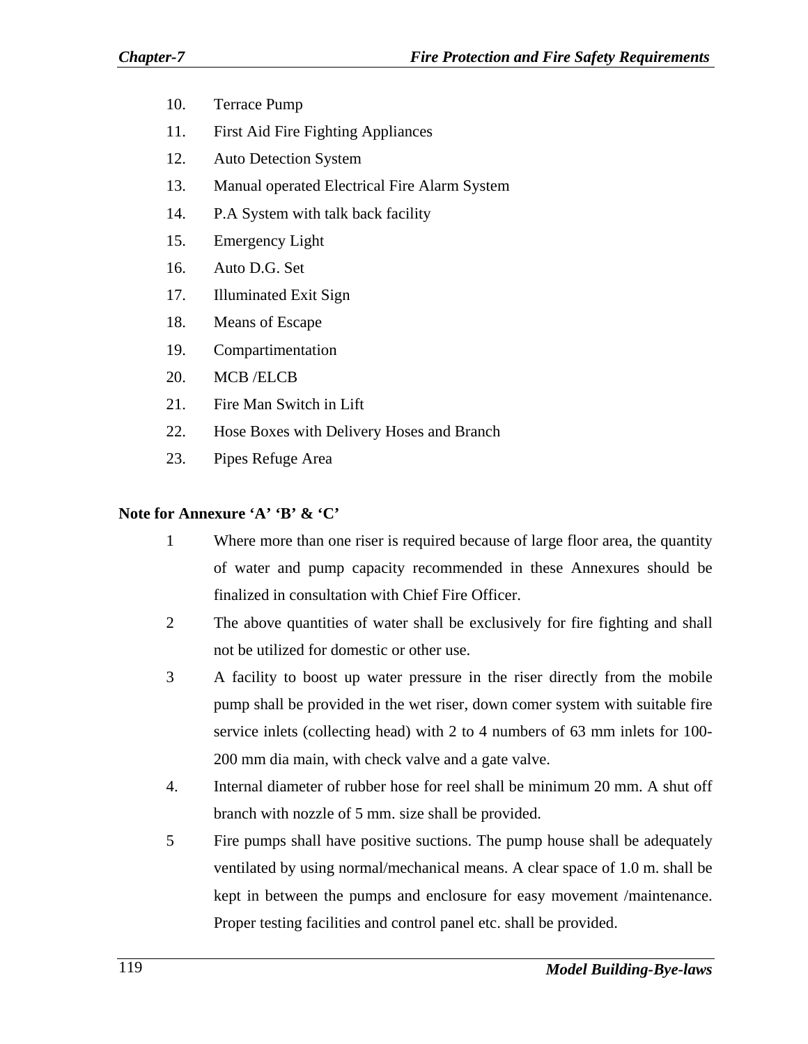10. Terrace Pump
11. First Aid Fire Fighting Appliances
12. Auto Detection System
13. Manual operated Electrical Fire Alarm System
14. P.A System with talk back facility
15. Emergency Light
16. Auto D.G. Set
17. Illuminated Exit Sign
18. Means of Escape
19. Compartimentation
20. MCB /ELCB
21. Fire Man Switch in Lift
22. Hose Boxes with Delivery Hoses and Branch
23. Pipes Refuge Area

**Note for Annexure 'A' 'B' & 'C'**

1. Where more than one riser is required because of large floor area, the quantity of water and pump capacity recommended in these Annexures should be finalized in consultation with Chief Fire Officer.
2. The above quantities of water shall be exclusively for fire fighting and shall not be utilized for domestic or other use.
3. A facility to boost up water pressure in the riser directly from the mobile pump shall be provided in the wet riser, down comer system with suitable fire service inlets (collecting head) with 2 to 4 numbers of 63 mm inlets for 100-200 mm dia main, with check valve and a gate valve.
4. Internal diameter of rubber hose for reel shall be minimum 20 mm. A shut off branch with nozzle of 5 mm. size shall be provided.
5. Fire pumps shall have positive suctions. The pump house shall be adequately ventilated by using normal/mechanical means. A clear space of 1.0 m. shall be kept in between the pumps and enclosure for easy movement /maintenance. Proper testing facilities and control panel etc. shall be provided.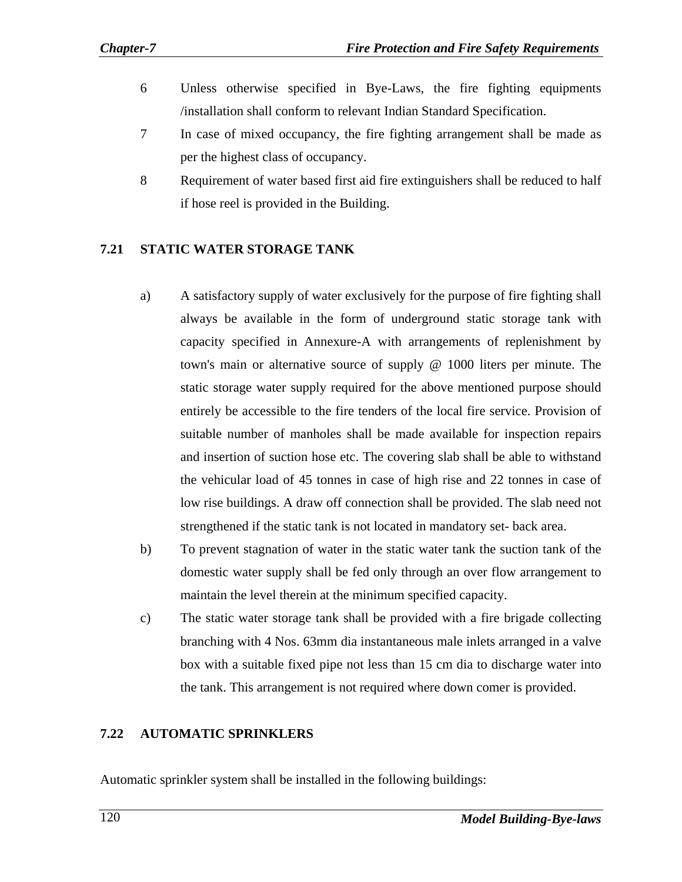6 Unless otherwise specified in Bye-Laws, the fire fighting equipments /installation shall conform to relevant Indian Standard Specification.

7 In case of mixed occupancy, the fire fighting arrangement shall be made as per the highest class of occupancy.

8 Requirement of water based first aid fire extinguishers shall be reduced to half if hose reel is provided in the Building.

## 7.21 STATIC WATER STORAGE TANK

a) A satisfactory supply of water exclusively for the purpose of fire fighting shall always be available in the form of underground static storage tank with capacity specified in Annexure-A with arrangements of replenishment by town's main or alternative source of supply @ 1000 liters per minute. The static storage water supply required for the above mentioned purpose should entirely be accessible to the fire tenders of the local fire service. Provision of suitable number of manholes shall be made available for inspection repairs and insertion of suction hose etc. The covering slab shall be able to withstand the vehicular load of 45 tonnes in case of high rise and 22 tonnes in case of low rise buildings. A draw off connection shall be provided. The slab need not strengthened if the static tank is not located in mandatory set- back area.

b) To prevent stagnation of water in the static water tank the suction tank of the domestic water supply shall be fed only through an over flow arrangement to maintain the level therein at the minimum specified capacity.

c) The static water storage tank shall be provided with a fire brigade collecting branching with 4 Nos. 63mm dia instantaneous male inlets arranged in a valve box with a suitable fixed pipe not less than 15 cm dia to discharge water into the tank. This arrangement is not required where down comer is provided.

## 7.22 AUTOMATIC SPRINKLERS

Automatic sprinkler system shall be installed in the following buildings: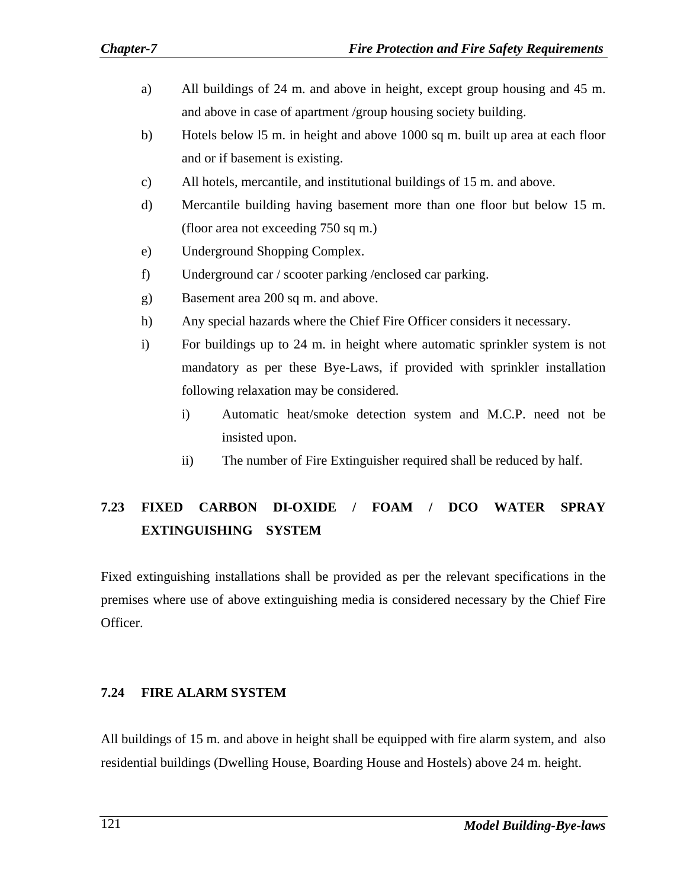a) All buildings of 24 m. and above in height, except group housing and 45 m. and above in case of apartment /group housing society building.

b) Hotels below l5 m. in height and above 1000 sq m. built up area at each floor and or if basement is existing.

c) All hotels, mercantile, and institutional buildings of 15 m. and above.

d) Mercantile building having basement more than one floor but below 15 m. (floor area not exceeding 750 sq m.)

e) Underground Shopping Complex.

f) Underground car / scooter parking /enclosed car parking.

g) Basement area 200 sq m. and above.

h) Any special hazards where the Chief Fire Officer considers it necessary.

i) For buildings up to 24 m. in height where automatic sprinkler system is not mandatory as per these Bye-Laws, if provided with sprinkler installation following relaxation may be considered.

   i) Automatic heat/smoke detection system and M.C.P. need not be insisted upon.

   ii) The number of Fire Extinguisher required shall be reduced by half.

## 7.23 FIXED CARBON DI-OXIDE / FOAM / DCO WATER SPRAY EXTINGUISHING SYSTEM

Fixed extinguishing installations shall be provided as per the relevant specifications in the premises where use of above extinguishing media is considered necessary by the Chief Fire Officer.

## 7.24 FIRE ALARM SYSTEM

All buildings of 15 m. and above in height shall be equipped with fire alarm system, and also residential buildings (Dwelling House, Boarding House and Hostels) above 24 m. height.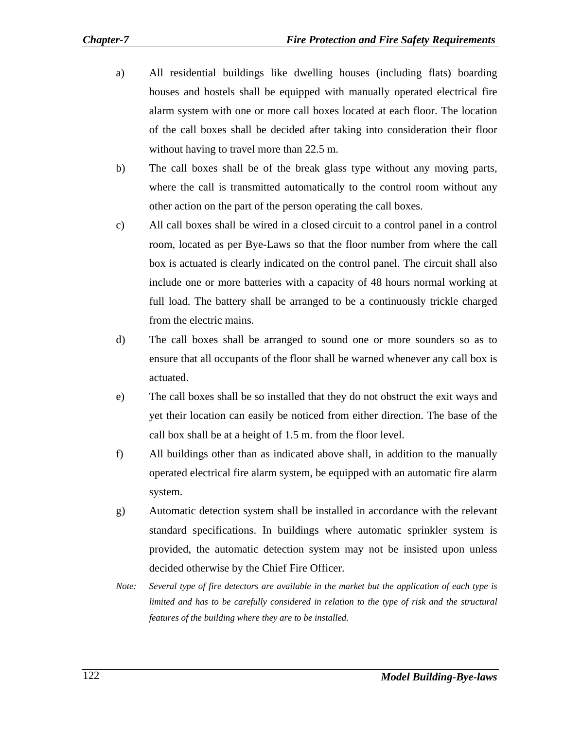a) All residential buildings like dwelling houses (including flats) boarding houses and hostels shall be equipped with manually operated electrical fire alarm system with one or more call boxes located at each floor. The location of the call boxes shall be decided after taking into consideration their floor without having to travel more than 22.5 m.

b) The call boxes shall be of the break glass type without any moving parts, where the call is transmitted automatically to the control room without any other action on the part of the person operating the call boxes.

c) All call boxes shall be wired in a closed circuit to a control panel in a control room, located as per Bye-Laws so that the floor number from where the call box is actuated is clearly indicated on the control panel. The circuit shall also include one or more batteries with a capacity of 48 hours normal working at full load. The battery shall be arranged to be a continuously trickle charged from the electric mains.

d) The call boxes shall be arranged to sound one or more sounders so as to ensure that all occupants of the floor shall be warned whenever any call box is actuated.

e) The call boxes shall be so installed that they do not obstruct the exit ways and yet their location can easily be noticed from either direction. The base of the call box shall be at a height of 1.5 m. from the floor level.

f) All buildings other than as indicated above shall, in addition to the manually operated electrical fire alarm system, be equipped with an automatic fire alarm system.

g) Automatic detection system shall be installed in accordance with the relevant standard specifications. In buildings where automatic sprinkler system is provided, the automatic detection system may not be insisted upon unless decided otherwise by the Chief Fire Officer.

*Note: Several type of fire detectors are available in the market but the application of each type is limited and has to be carefully considered in relation to the type of risk and the structural features of the building where they are to be installed.*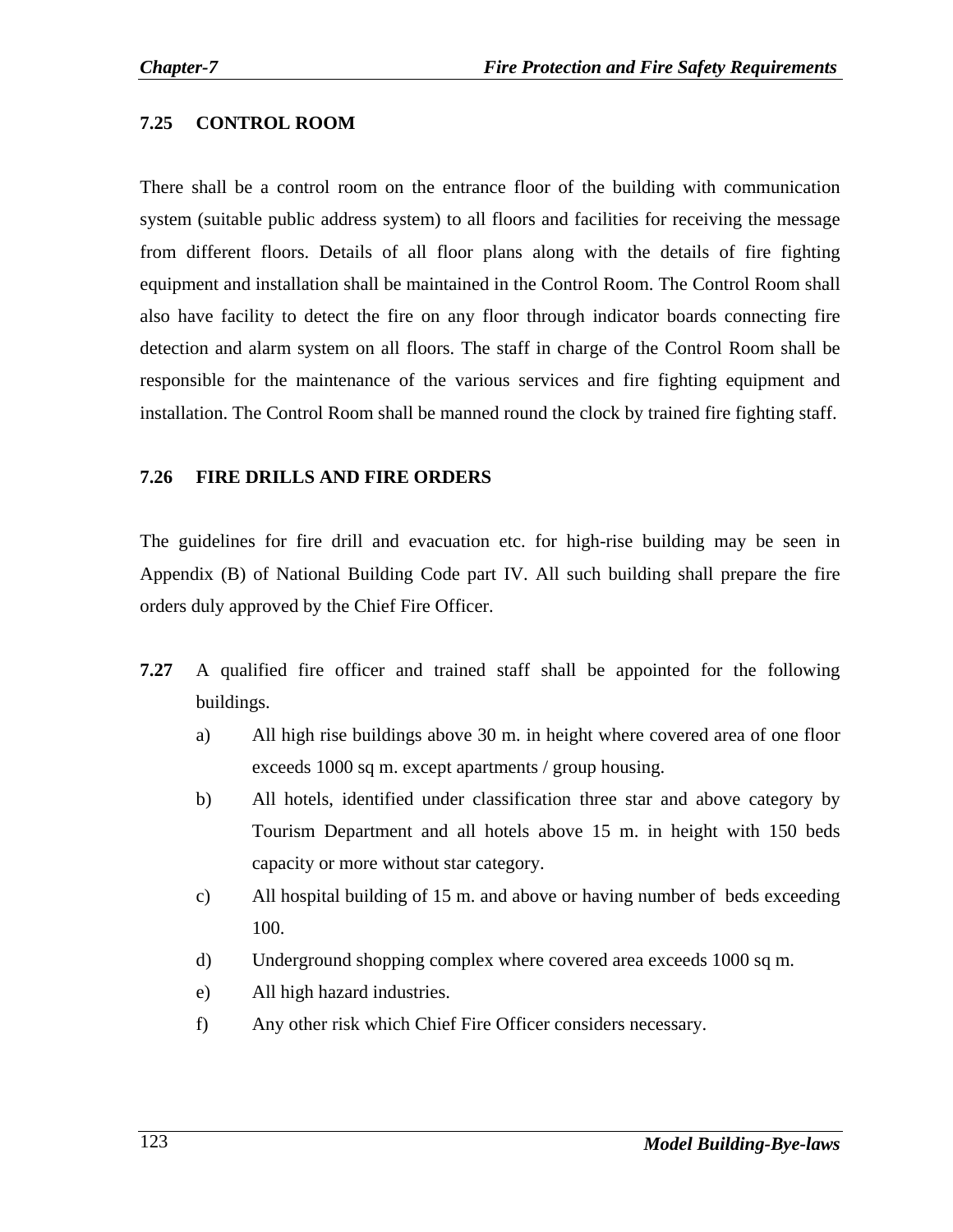### 7.25 CONTROL ROOM

There shall be a control room on the entrance floor of the building with communication system (suitable public address system) to all floors and facilities for receiving the message from different floors. Details of all floor plans along with the details of fire fighting equipment and installation shall be maintained in the Control Room. The Control Room shall also have facility to detect the fire on any floor through indicator boards connecting fire detection and alarm system on all floors. The staff in charge of the Control Room shall be responsible for the maintenance of the various services and fire fighting equipment and installation. The Control Room shall be manned round the clock by trained fire fighting staff.

### 7.26 FIRE DRILLS AND FIRE ORDERS

The guidelines for fire drill and evacuation etc. for high-rise building may be seen in Appendix (B) of National Building Code part IV. All such building shall prepare the fire orders duly approved by the Chief Fire Officer.

**7.27** A qualified fire officer and trained staff shall be appointed for the following buildings.

a) All high rise buildings above 30 m. in height where covered area of one floor exceeds 1000 sq m. except apartments / group housing.

b) All hotels, identified under classification three star and above category by Tourism Department and all hotels above 15 m. in height with 150 beds capacity or more without star category.

c) All hospital building of 15 m. and above or having number of beds exceeding 100.

d) Underground shopping complex where covered area exceeds 1000 sq m.

e) All high hazard industries.

f) Any other risk which Chief Fire Officer considers necessary.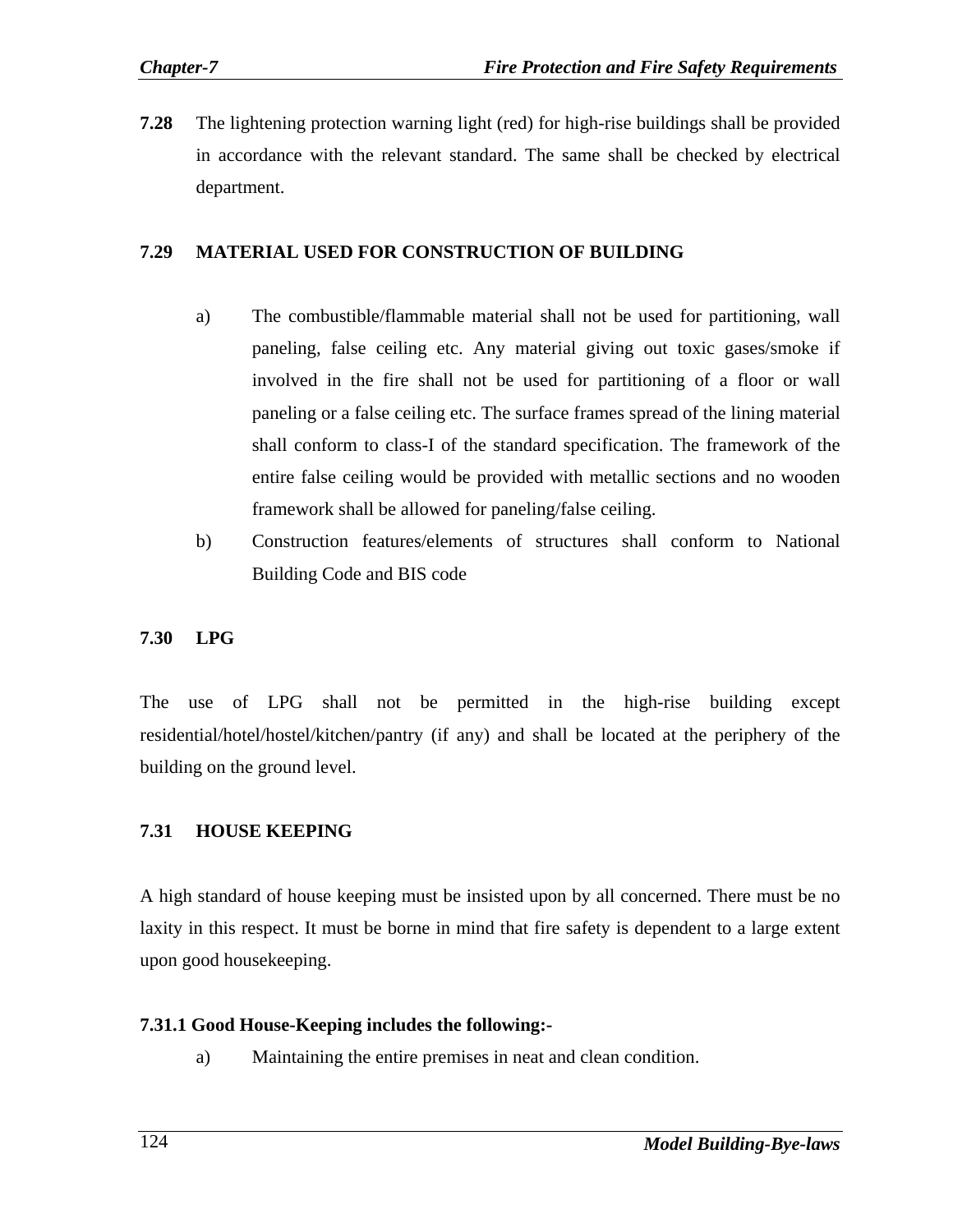**7.28** The lightening protection warning light (red) for high-rise buildings shall be provided in accordance with the relevant standard. The same shall be checked by electrical department.

### 7.29 MATERIAL USED FOR CONSTRUCTION OF BUILDING

a) The combustible/flammable material shall not be used for partitioning, wall paneling, false ceiling etc. Any material giving out toxic gases/smoke if involved in the fire shall not be used for partitioning of a floor or wall paneling or a false ceiling etc. The surface frames spread of the lining material shall conform to class-I of the standard specification. The framework of the entire false ceiling would be provided with metallic sections and no wooden framework shall be allowed for paneling/false ceiling.

b) Construction features/elements of structures shall conform to National Building Code and BIS code

### 7.30 LPG

The use of LPG shall not be permitted in the high-rise building except residential/hotel/hostel/kitchen/pantry (if any) and shall be located at the periphery of the building on the ground level.

### 7.31 HOUSE KEEPING

A high standard of house keeping must be insisted upon by all concerned. There must be no laxity in this respect. It must be borne in mind that fire safety is dependent to a large extent upon good housekeeping.

**7.31.1 Good House-Keeping includes the following:-**

a) Maintaining the entire premises in neat and clean condition.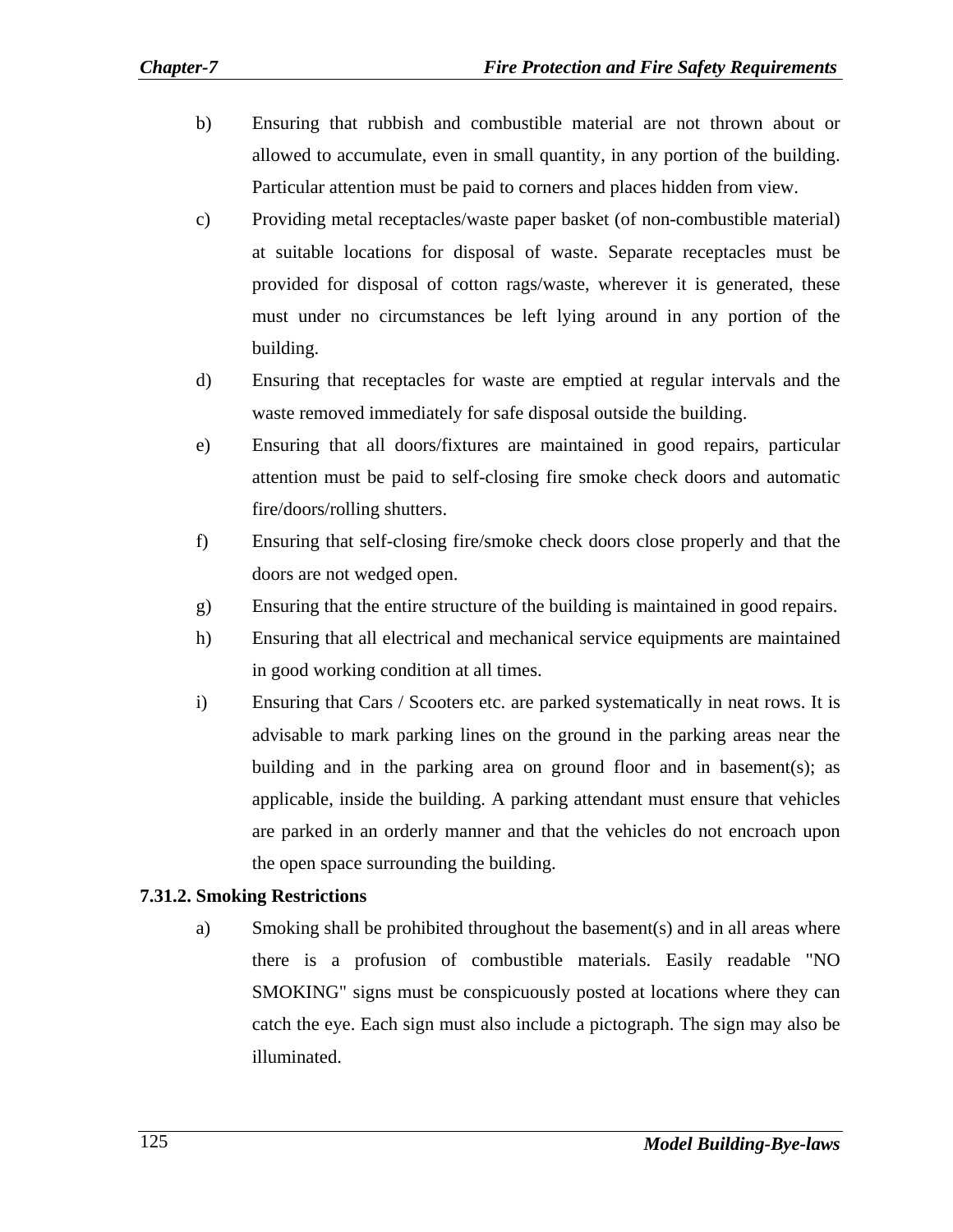b) Ensuring that rubbish and combustible material are not thrown about or allowed to accumulate, even in small quantity, in any portion of the building. Particular attention must be paid to corners and places hidden from view.

c) Providing metal receptacles/waste paper basket (of non-combustible material) at suitable locations for disposal of waste. Separate receptacles must be provided for disposal of cotton rags/waste, wherever it is generated, these must under no circumstances be left lying around in any portion of the building.

d) Ensuring that receptacles for waste are emptied at regular intervals and the waste removed immediately for safe disposal outside the building.

e) Ensuring that all doors/fixtures are maintained in good repairs, particular attention must be paid to self-closing fire smoke check doors and automatic fire/doors/rolling shutters.

f) Ensuring that self-closing fire/smoke check doors close properly and that the doors are not wedged open.

g) Ensuring that the entire structure of the building is maintained in good repairs.

h) Ensuring that all electrical and mechanical service equipments are maintained in good working condition at all times.

i) Ensuring that Cars / Scooters etc. are parked systematically in neat rows. It is advisable to mark parking lines on the ground in the parking areas near the building and in the parking area on ground floor and in basement(s); as applicable, inside the building. A parking attendant must ensure that vehicles are parked in an orderly manner and that the vehicles do not encroach upon the open space surrounding the building.

**7.31.2. Smoking Restrictions**

a) Smoking shall be prohibited throughout the basement(s) and in all areas where there is a profusion of combustible materials. Easily readable "NO SMOKING" signs must be conspicuously posted at locations where they can catch the eye. Each sign must also include a pictograph. The sign may also be illuminated.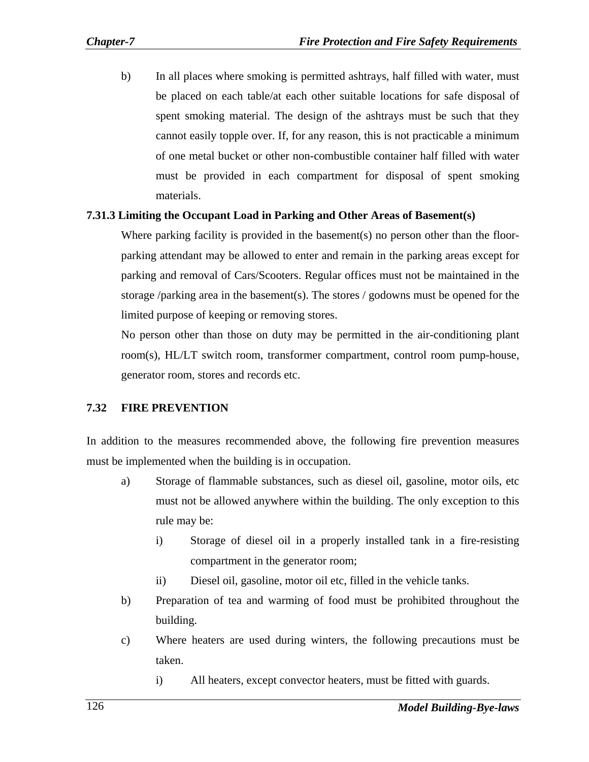b) In all places where smoking is permitted ashtrays, half filled with water, must be placed on each table/at each other suitable locations for safe disposal of spent smoking material. The design of the ashtrays must be such that they cannot easily topple over. If, for any reason, this is not practicable a minimum of one metal bucket or other non-combustible container half filled with water must be provided in each compartment for disposal of spent smoking materials.

**7.31.3 Limiting the Occupant Load in Parking and Other Areas of Basement(s)**

Where parking facility is provided in the basement(s) no person other than the floor-parking attendant may be allowed to enter and remain in the parking areas except for parking and removal of Cars/Scooters. Regular offices must not be maintained in the storage /parking area in the basement(s). The stores / godowns must be opened for the limited purpose of keeping or removing stores.

No person other than those on duty may be permitted in the air-conditioning plant room(s), HL/LT switch room, transformer compartment, control room pump-house, generator room, stores and records etc.

## 7.32 FIRE PREVENTION

In addition to the measures recommended above, the following fire prevention measures must be implemented when the building is in occupation.

a) Storage of flammable substances, such as diesel oil, gasoline, motor oils, etc must not be allowed anywhere within the building. The only exception to this rule may be:

   i) Storage of diesel oil in a properly installed tank in a fire-resisting compartment in the generator room;

   ii) Diesel oil, gasoline, motor oil etc, filled in the vehicle tanks.

b) Preparation of tea and warming of food must be prohibited throughout the building.

c) Where heaters are used during winters, the following precautions must be taken.

   i) All heaters, except convector heaters, must be fitted with guards.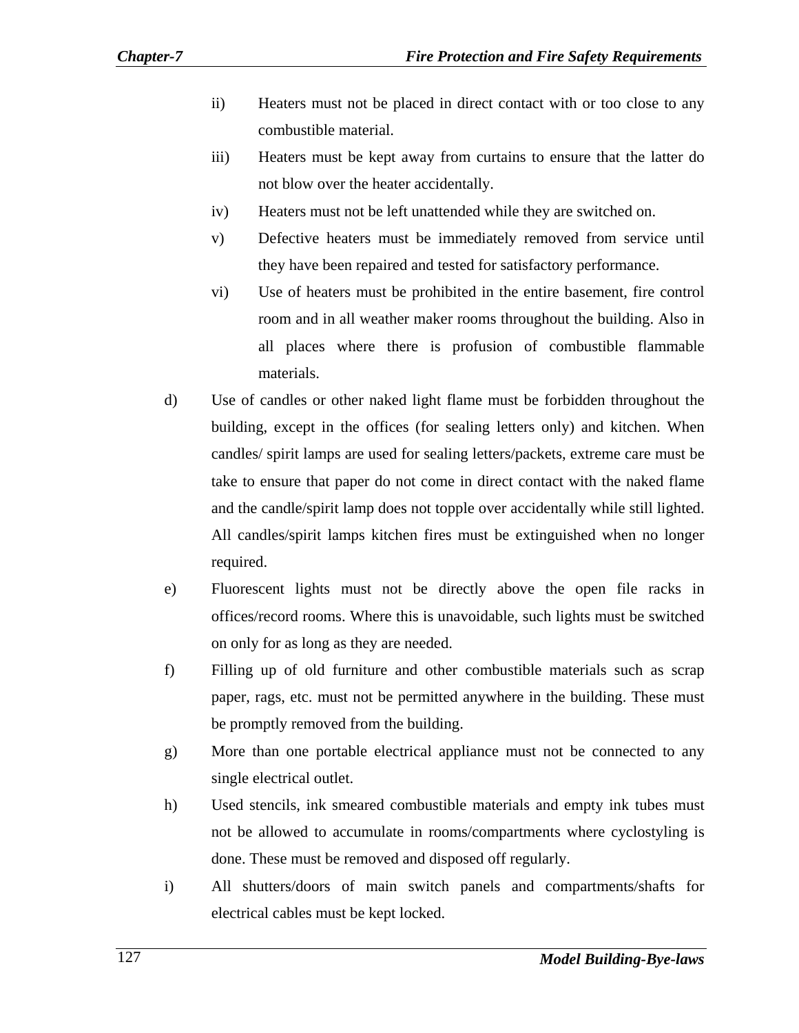ii) Heaters must not be placed in direct contact with or too close to any combustible material.

iii) Heaters must be kept away from curtains to ensure that the latter do not blow over the heater accidentally.

iv) Heaters must not be left unattended while they are switched on.

v) Defective heaters must be immediately removed from service until they have been repaired and tested for satisfactory performance.

vi) Use of heaters must be prohibited in the entire basement, fire control room and in all weather maker rooms throughout the building. Also in all places where there is profusion of combustible flammable materials.

d) Use of candles or other naked light flame must be forbidden throughout the building, except in the offices (for sealing letters only) and kitchen. When candles/ spirit lamps are used for sealing letters/packets, extreme care must be take to ensure that paper do not come in direct contact with the naked flame and the candle/spirit lamp does not topple over accidentally while still lighted. All candles/spirit lamps kitchen fires must be extinguished when no longer required.

e) Fluorescent lights must not be directly above the open file racks in offices/record rooms. Where this is unavoidable, such lights must be switched on only for as long as they are needed.

f) Filling up of old furniture and other combustible materials such as scrap paper, rags, etc. must not be permitted anywhere in the building. These must be promptly removed from the building.

g) More than one portable electrical appliance must not be connected to any single electrical outlet.

h) Used stencils, ink smeared combustible materials and empty ink tubes must not be allowed to accumulate in rooms/compartments where cyclostyling is done. These must be removed and disposed off regularly.

i) All shutters/doors of main switch panels and compartments/shafts for electrical cables must be kept locked.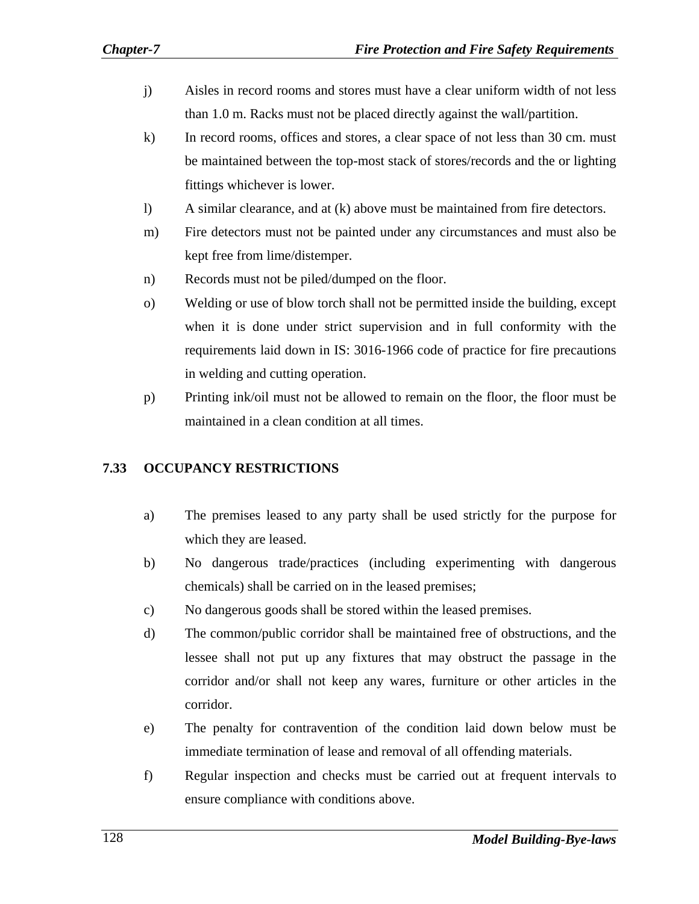j) Aisles in record rooms and stores must have a clear uniform width of not less than 1.0 m. Racks must not be placed directly against the wall/partition.

k) In record rooms, offices and stores, a clear space of not less than 30 cm. must be maintained between the top-most stack of stores/records and the or lighting fittings whichever is lower.

l) A similar clearance, and at (k) above must be maintained from fire detectors.

m) Fire detectors must not be painted under any circumstances and must also be kept free from lime/distemper.

n) Records must not be piled/dumped on the floor.

o) Welding or use of blow torch shall not be permitted inside the building, except when it is done under strict supervision and in full conformity with the requirements laid down in IS: 3016-1966 code of practice for fire precautions in welding and cutting operation.

p) Printing ink/oil must not be allowed to remain on the floor, the floor must be maintained in a clean condition at all times.

## 7.33 OCCUPANCY RESTRICTIONS

a) The premises leased to any party shall be used strictly for the purpose for which they are leased.

b) No dangerous trade/practices (including experimenting with dangerous chemicals) shall be carried on in the leased premises;

c) No dangerous goods shall be stored within the leased premises.

d) The common/public corridor shall be maintained free of obstructions, and the lessee shall not put up any fixtures that may obstruct the passage in the corridor and/or shall not keep any wares, furniture or other articles in the corridor.

e) The penalty for contravention of the condition laid down below must be immediate termination of lease and removal of all offending materials.

f) Regular inspection and checks must be carried out at frequent intervals to ensure compliance with conditions above.